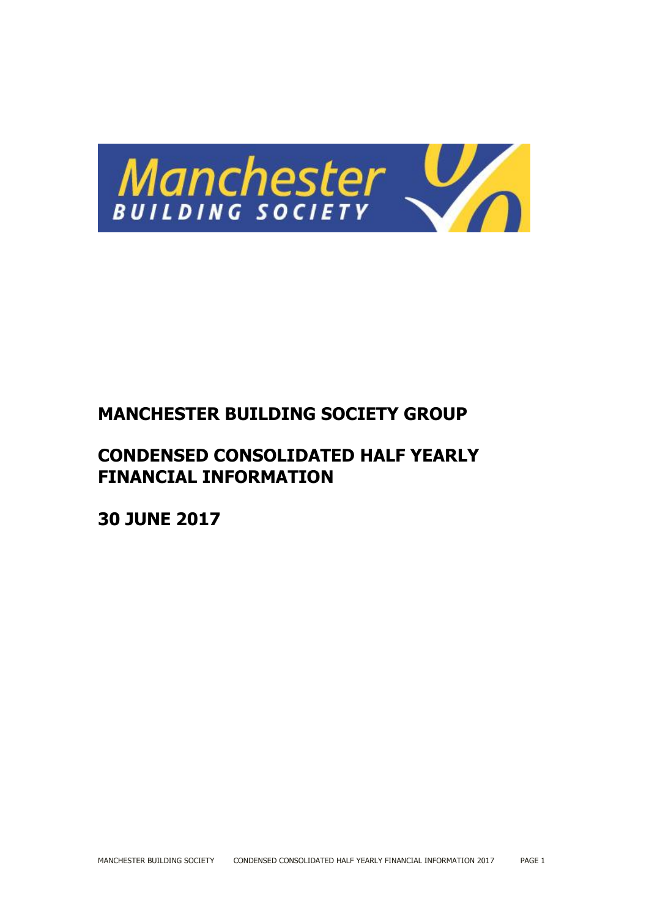# MANCHESTER BUILDING SOCIETY GROUP

## CONDENSED CONSOLIDATED HALF YEARLY FINANCIAL INFORMATION

## 30 JUNE 2017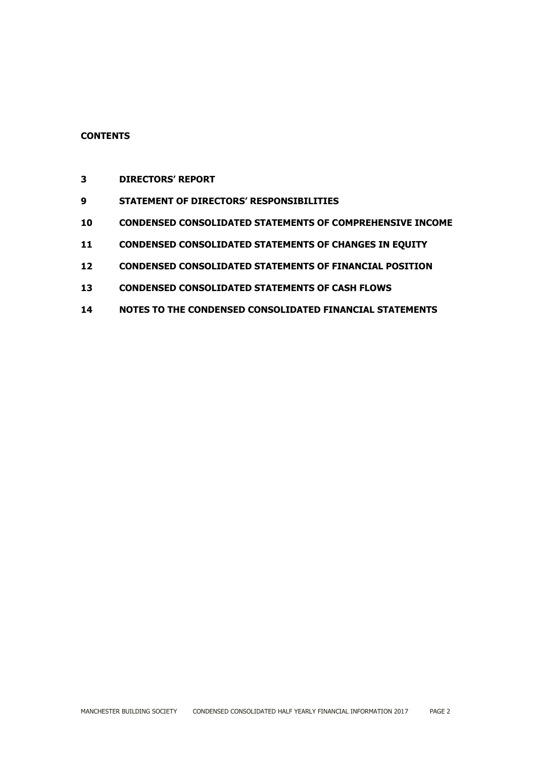**CONTENTS**

| | |
|---|---|
| **3** | **DIRECTORS' REPORT** |
| **9** | **STATEMENT OF DIRECTORS' RESPONSIBILITIES** |
| **10** | **CONDENSED CONSOLIDATED STATEMENTS OF COMPREHENSIVE INCOME** |
| **11** | **CONDENSED CONSOLIDATED STATEMENTS OF CHANGES IN EQUITY** |
| **12** | **CONDENSED CONSOLIDATED STATEMENTS OF FINANCIAL POSITION** |
| **13** | **CONDENSED CONSOLIDATED STATEMENTS OF CASH FLOWS** |
| **14** | **NOTES TO THE CONDENSED CONSOLIDATED FINANCIAL STATEMENTS** |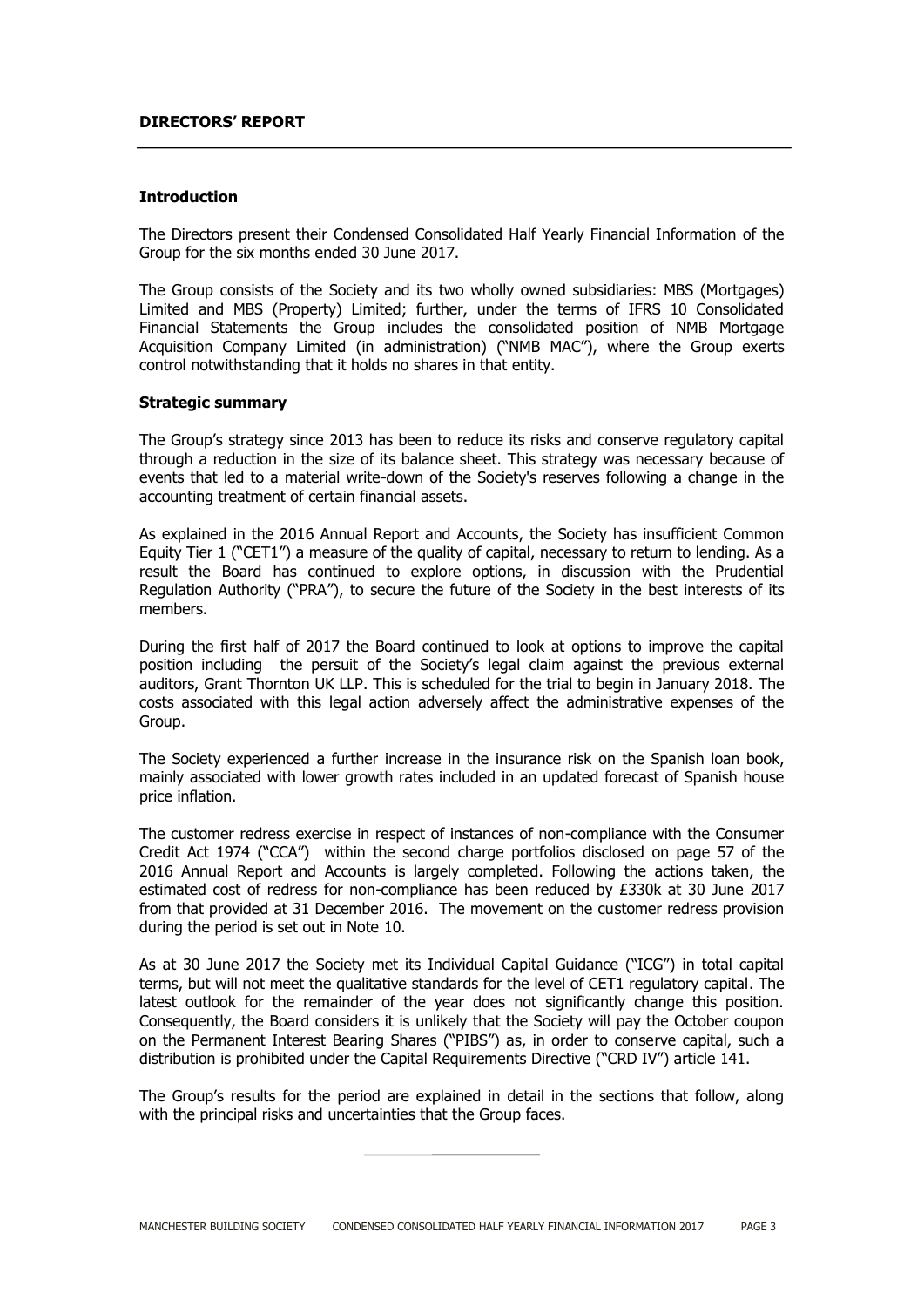# DIRECTORS' REPORT

## Introduction

The Directors present their Condensed Consolidated Half Yearly Financial Information of the Group for the six months ended 30 June 2017.

The Group consists of the Society and its two wholly owned subsidiaries: MBS (Mortgages) Limited and MBS (Property) Limited; further, under the terms of IFRS 10 Consolidated Financial Statements the Group includes the consolidated position of NMB Mortgage Acquisition Company Limited (in administration) ("NMB MAC"), where the Group exerts control notwithstanding that it holds no shares in that entity.

## Strategic summary

The Group's strategy since 2013 has been to reduce its risks and conserve regulatory capital through a reduction in the size of its balance sheet. This strategy was necessary because of events that led to a material write-down of the Society's reserves following a change in the accounting treatment of certain financial assets.

As explained in the 2016 Annual Report and Accounts, the Society has insufficient Common Equity Tier 1 ("CET1") a measure of the quality of capital, necessary to return to lending. As a result the Board has continued to explore options, in discussion with the Prudential Regulation Authority ("PRA"), to secure the future of the Society in the best interests of its members.

During the first half of 2017 the Board continued to look at options to improve the capital position including the persuit of the Society's legal claim against the previous external auditors, Grant Thornton UK LLP. This is scheduled for the trial to begin in January 2018. The costs associated with this legal action adversely affect the administrative expenses of the Group.

The Society experienced a further increase in the insurance risk on the Spanish loan book, mainly associated with lower growth rates included in an updated forecast of Spanish house price inflation.

The customer redress exercise in respect of instances of non-compliance with the Consumer Credit Act 1974 ("CCA") within the second charge portfolios disclosed on page 57 of the 2016 Annual Report and Accounts is largely completed. Following the actions taken, the estimated cost of redress for non-compliance has been reduced by £330k at 30 June 2017 from that provided at 31 December 2016. The movement on the customer redress provision during the period is set out in Note 10.

As at 30 June 2017 the Society met its Individual Capital Guidance ("ICG") in total capital terms, but will not meet the qualitative standards for the level of CET1 regulatory capital. The latest outlook for the remainder of the year does not significantly change this position. Consequently, the Board considers it is unlikely that the Society will pay the October coupon on the Permanent Interest Bearing Shares ("PIBS") as, in order to conserve capital, such a distribution is prohibited under the Capital Requirements Directive ("CRD IV") article 141.

The Group's results for the period are explained in detail in the sections that follow, along with the principal risks and uncertainties that the Group faces.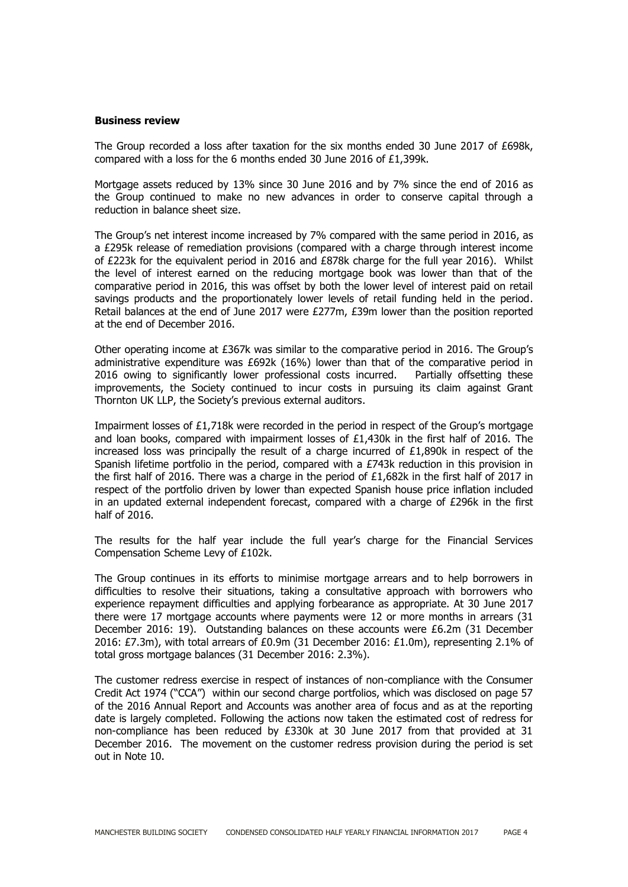**Business review**

The Group recorded a loss after taxation for the six months ended 30 June 2017 of £698k, compared with a loss for the 6 months ended 30 June 2016 of £1,399k.

Mortgage assets reduced by 13% since 30 June 2016 and by 7% since the end of 2016 as the Group continued to make no new advances in order to conserve capital through a reduction in balance sheet size.

The Group's net interest income increased by 7% compared with the same period in 2016, as a £295k release of remediation provisions (compared with a charge through interest income of £223k for the equivalent period in 2016 and £878k charge for the full year 2016). Whilst the level of interest earned on the reducing mortgage book was lower than that of the comparative period in 2016, this was offset by both the lower level of interest paid on retail savings products and the proportionately lower levels of retail funding held in the period. Retail balances at the end of June 2017 were £277m, £39m lower than the position reported at the end of December 2016.

Other operating income at £367k was similar to the comparative period in 2016. The Group's administrative expenditure was £692k (16%) lower than that of the comparative period in 2016 owing to significantly lower professional costs incurred. Partially offsetting these improvements, the Society continued to incur costs in pursuing its claim against Grant Thornton UK LLP, the Society's previous external auditors.

Impairment losses of £1,718k were recorded in the period in respect of the Group's mortgage and loan books, compared with impairment losses of £1,430k in the first half of 2016. The increased loss was principally the result of a charge incurred of £1,890k in respect of the Spanish lifetime portfolio in the period, compared with a £743k reduction in this provision in the first half of 2016. There was a charge in the period of £1,682k in the first half of 2017 in respect of the portfolio driven by lower than expected Spanish house price inflation included in an updated external independent forecast, compared with a charge of £296k in the first half of 2016.

The results for the half year include the full year's charge for the Financial Services Compensation Scheme Levy of £102k.

The Group continues in its efforts to minimise mortgage arrears and to help borrowers in difficulties to resolve their situations, taking a consultative approach with borrowers who experience repayment difficulties and applying forbearance as appropriate. At 30 June 2017 there were 17 mortgage accounts where payments were 12 or more months in arrears (31 December 2016: 19). Outstanding balances on these accounts were £6.2m (31 December 2016: £7.3m), with total arrears of £0.9m (31 December 2016: £1.0m), representing 2.1% of total gross mortgage balances (31 December 2016: 2.3%).

The customer redress exercise in respect of instances of non-compliance with the Consumer Credit Act 1974 ("CCA") within our second charge portfolios, which was disclosed on page 57 of the 2016 Annual Report and Accounts was another area of focus and as at the reporting date is largely completed. Following the actions now taken the estimated cost of redress for non-compliance has been reduced by £330k at 30 June 2017 from that provided at 31 December 2016. The movement on the customer redress provision during the period is set out in Note 10.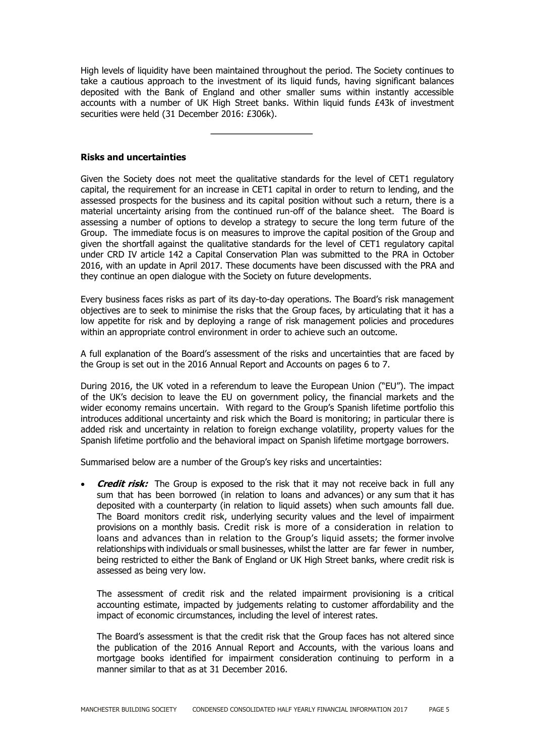High levels of liquidity have been maintained throughout the period. The Society continues to take a cautious approach to the investment of its liquid funds, having significant balances deposited with the Bank of England and other smaller sums within instantly accessible accounts with a number of UK High Street banks. Within liquid funds £43k of investment securities were held (31 December 2016: £306k).

---

**Risks and uncertainties**

Given the Society does not meet the qualitative standards for the level of CET1 regulatory capital, the requirement for an increase in CET1 capital in order to return to lending, and the assessed prospects for the business and its capital position without such a return, there is a material uncertainty arising from the continued run-off of the balance sheet. The Board is assessing a number of options to develop a strategy to secure the long term future of the Group. The immediate focus is on measures to improve the capital position of the Group and given the shortfall against the qualitative standards for the level of CET1 regulatory capital under CRD IV article 142 a Capital Conservation Plan was submitted to the PRA in October 2016, with an update in April 2017. These documents have been discussed with the PRA and they continue an open dialogue with the Society on future developments.

Every business faces risks as part of its day-to-day operations. The Board's risk management objectives are to seek to minimise the risks that the Group faces, by articulating that it has a low appetite for risk and by deploying a range of risk management policies and procedures within an appropriate control environment in order to achieve such an outcome.

A full explanation of the Board's assessment of the risks and uncertainties that are faced by the Group is set out in the 2016 Annual Report and Accounts on pages 6 to 7.

During 2016, the UK voted in a referendum to leave the European Union ("EU"). The impact of the UK's decision to leave the EU on government policy, the financial markets and the wider economy remains uncertain. With regard to the Group's Spanish lifetime portfolio this introduces additional uncertainty and risk which the Board is monitoring; in particular there is added risk and uncertainty in relation to foreign exchange volatility, property values for the Spanish lifetime portfolio and the behavioral impact on Spanish lifetime mortgage borrowers.

Summarised below are a number of the Group's key risks and uncertainties:

- ***Credit risk:*** The Group is exposed to the risk that it may not receive back in full any sum that has been borrowed (in relation to loans and advances) or any sum that it has deposited with a counterparty (in relation to liquid assets) when such amounts fall due. The Board monitors credit risk, underlying security values and the level of impairment provisions on a monthly basis. Credit risk is more of a consideration in relation to loans and advances than in relation to the Group's liquid assets; the former involve relationships with individuals or small businesses, whilst the latter are far fewer in number, being restricted to either the Bank of England or UK High Street banks, where credit risk is assessed as being very low.

  The assessment of credit risk and the related impairment provisioning is a critical accounting estimate, impacted by judgements relating to customer affordability and the impact of economic circumstances, including the level of interest rates.

  The Board's assessment is that the credit risk that the Group faces has not altered since the publication of the 2016 Annual Report and Accounts, with the various loans and mortgage books identified for impairment consideration continuing to perform in a manner similar to that as at 31 December 2016.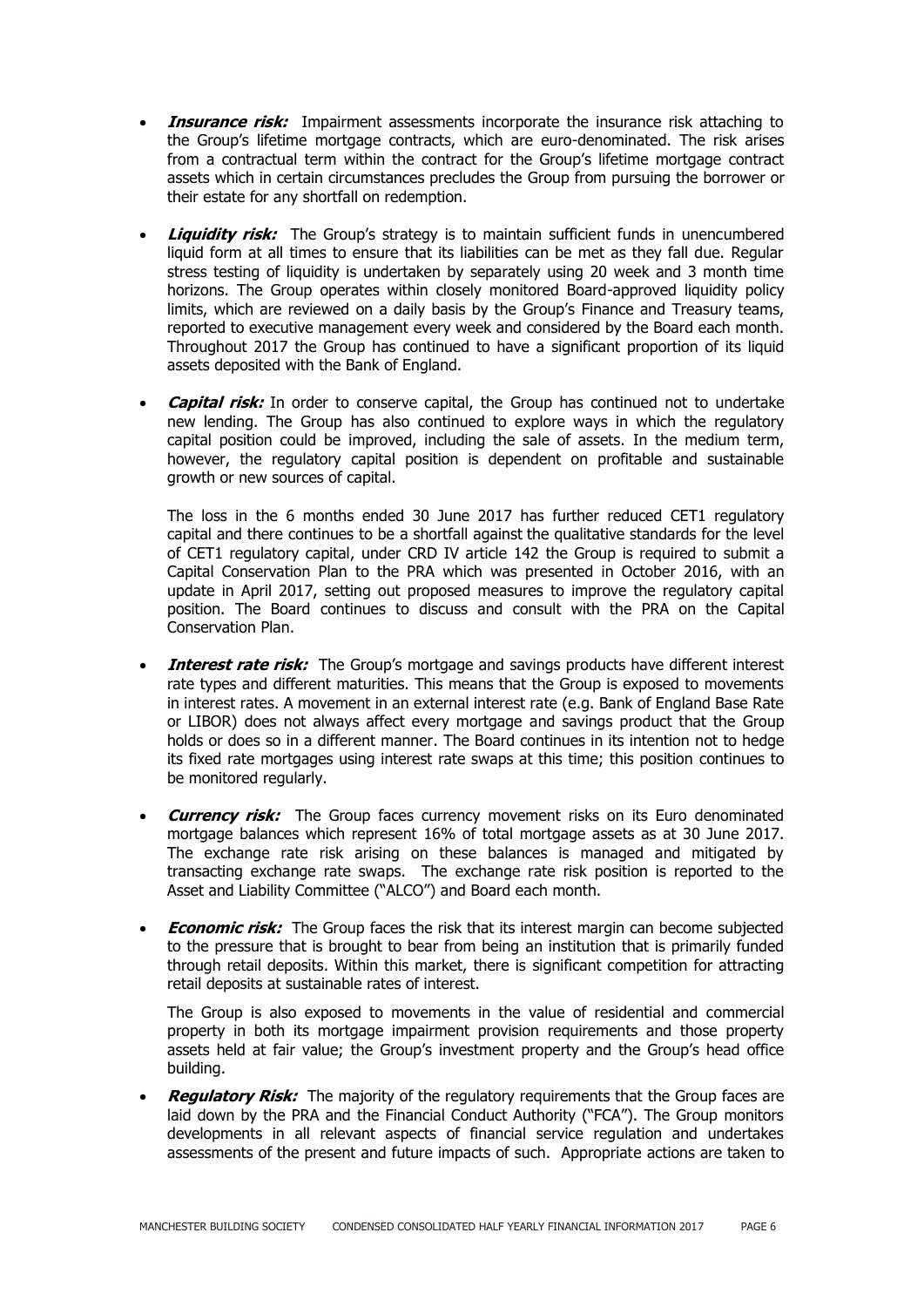- ***Insurance risk:*** Impairment assessments incorporate the insurance risk attaching to the Group's lifetime mortgage contracts, which are euro-denominated. The risk arises from a contractual term within the contract for the Group's lifetime mortgage contract assets which in certain circumstances precludes the Group from pursuing the borrower or their estate for any shortfall on redemption.

- ***Liquidity risk:*** The Group's strategy is to maintain sufficient funds in unencumbered liquid form at all times to ensure that its liabilities can be met as they fall due. Regular stress testing of liquidity is undertaken by separately using 20 week and 3 month time horizons. The Group operates within closely monitored Board-approved liquidity policy limits, which are reviewed on a daily basis by the Group's Finance and Treasury teams, reported to executive management every week and considered by the Board each month. Throughout 2017 the Group has continued to have a significant proportion of its liquid assets deposited with the Bank of England.

- ***Capital risk:*** In order to conserve capital, the Group has continued not to undertake new lending. The Group has also continued to explore ways in which the regulatory capital position could be improved, including the sale of assets. In the medium term, however, the regulatory capital position is dependent on profitable and sustainable growth or new sources of capital.

  The loss in the 6 months ended 30 June 2017 has further reduced CET1 regulatory capital and there continues to be a shortfall against the qualitative standards for the level of CET1 regulatory capital, under CRD IV article 142 the Group is required to submit a Capital Conservation Plan to the PRA which was presented in October 2016, with an update in April 2017, setting out proposed measures to improve the regulatory capital position. The Board continues to discuss and consult with the PRA on the Capital Conservation Plan.

- ***Interest rate risk:*** The Group's mortgage and savings products have different interest rate types and different maturities. This means that the Group is exposed to movements in interest rates. A movement in an external interest rate (e.g. Bank of England Base Rate or LIBOR) does not always affect every mortgage and savings product that the Group holds or does so in a different manner. The Board continues in its intention not to hedge its fixed rate mortgages using interest rate swaps at this time; this position continues to be monitored regularly.

- ***Currency risk:*** The Group faces currency movement risks on its Euro denominated mortgage balances which represent 16% of total mortgage assets as at 30 June 2017. The exchange rate risk arising on these balances is managed and mitigated by transacting exchange rate swaps. The exchange rate risk position is reported to the Asset and Liability Committee ("ALCO") and Board each month.

- ***Economic risk:*** The Group faces the risk that its interest margin can become subjected to the pressure that is brought to bear from being an institution that is primarily funded through retail deposits. Within this market, there is significant competition for attracting retail deposits at sustainable rates of interest.

  The Group is also exposed to movements in the value of residential and commercial property in both its mortgage impairment provision requirements and those property assets held at fair value; the Group's investment property and the Group's head office building.

- ***Regulatory Risk:*** The majority of the regulatory requirements that the Group faces are laid down by the PRA and the Financial Conduct Authority ("FCA"). The Group monitors developments in all relevant aspects of financial service regulation and undertakes assessments of the present and future impacts of such. Appropriate actions are taken to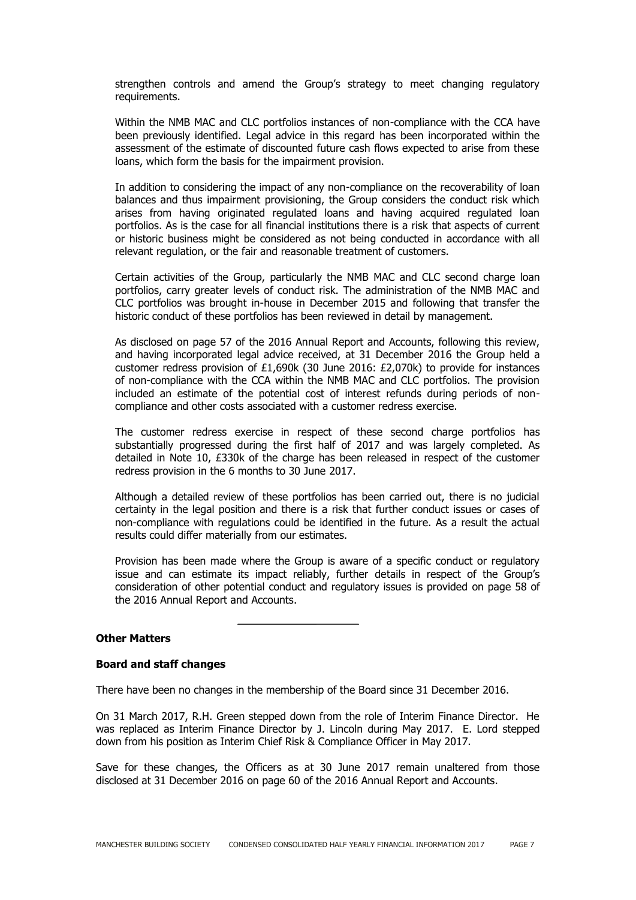strengthen controls and amend the Group's strategy to meet changing regulatory requirements.

Within the NMB MAC and CLC portfolios instances of non-compliance with the CCA have been previously identified. Legal advice in this regard has been incorporated within the assessment of the estimate of discounted future cash flows expected to arise from these loans, which form the basis for the impairment provision.

In addition to considering the impact of any non-compliance on the recoverability of loan balances and thus impairment provisioning, the Group considers the conduct risk which arises from having originated regulated loans and having acquired regulated loan portfolios. As is the case for all financial institutions there is a risk that aspects of current or historic business might be considered as not being conducted in accordance with all relevant regulation, or the fair and reasonable treatment of customers.

Certain activities of the Group, particularly the NMB MAC and CLC second charge loan portfolios, carry greater levels of conduct risk. The administration of the NMB MAC and CLC portfolios was brought in-house in December 2015 and following that transfer the historic conduct of these portfolios has been reviewed in detail by management.

As disclosed on page 57 of the 2016 Annual Report and Accounts, following this review, and having incorporated legal advice received, at 31 December 2016 the Group held a customer redress provision of £1,690k (30 June 2016: £2,070k) to provide for instances of non-compliance with the CCA within the NMB MAC and CLC portfolios. The provision included an estimate of the potential cost of interest refunds during periods of non-compliance and other costs associated with a customer redress exercise.

The customer redress exercise in respect of these second charge portfolios has substantially progressed during the first half of 2017 and was largely completed. As detailed in Note 10, £330k of the charge has been released in respect of the customer redress provision in the 6 months to 30 June 2017.

Although a detailed review of these portfolios has been carried out, there is no judicial certainty in the legal position and there is a risk that further conduct issues or cases of non-compliance with regulations could be identified in the future. As a result the actual results could differ materially from our estimates.

Provision has been made where the Group is aware of a specific conduct or regulatory issue and can estimate its impact reliably, further details in respect of the Group's consideration of other potential conduct and regulatory issues is provided on page 58 of the 2016 Annual Report and Accounts.

---

**Other Matters**

**Board and staff changes**

There have been no changes in the membership of the Board since 31 December 2016.

On 31 March 2017, R.H. Green stepped down from the role of Interim Finance Director. He was replaced as Interim Finance Director by J. Lincoln during May 2017. E. Lord stepped down from his position as Interim Chief Risk & Compliance Officer in May 2017.

Save for these changes, the Officers as at 30 June 2017 remain unaltered from those disclosed at 31 December 2016 on page 60 of the 2016 Annual Report and Accounts.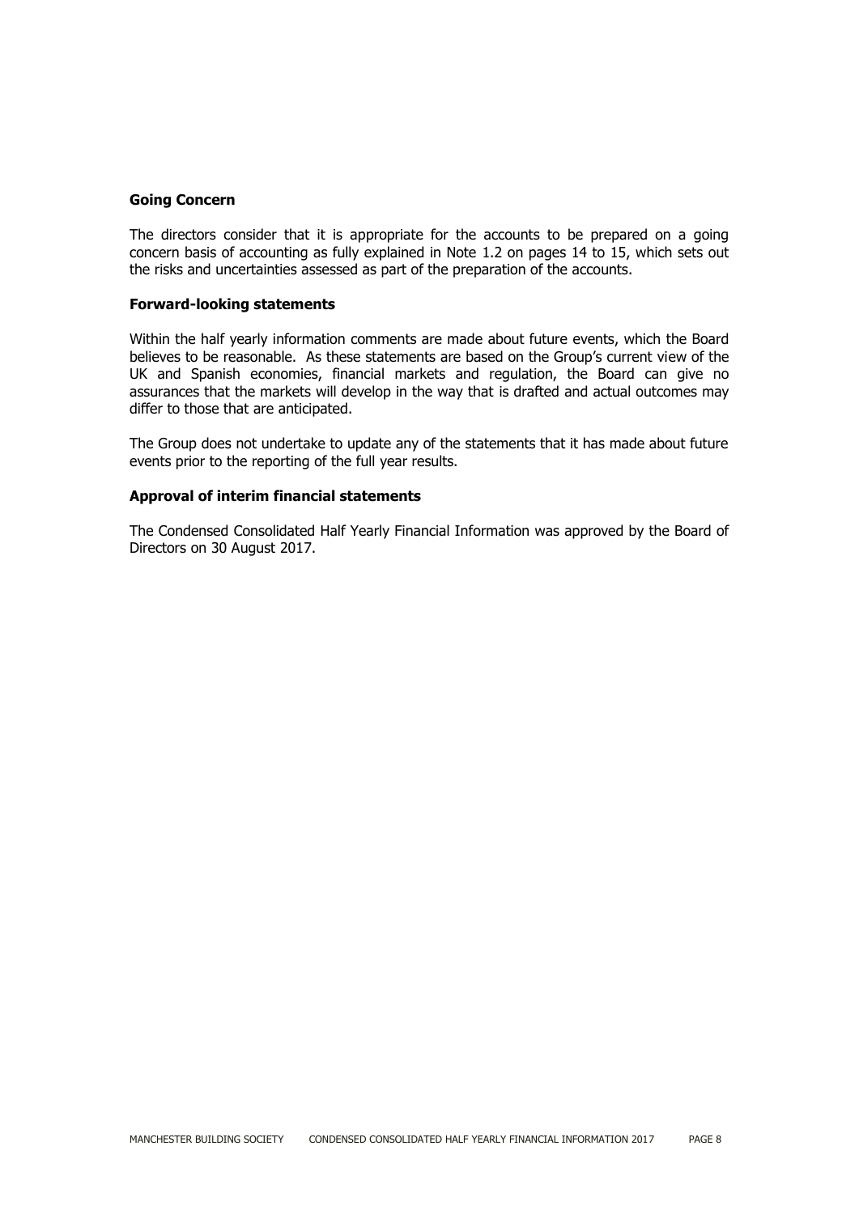### Going Concern

The directors consider that it is appropriate for the accounts to be prepared on a going concern basis of accounting as fully explained in Note 1.2 on pages 14 to 15, which sets out the risks and uncertainties assessed as part of the preparation of the accounts.

### Forward-looking statements

Within the half yearly information comments are made about future events, which the Board believes to be reasonable. As these statements are based on the Group's current view of the UK and Spanish economies, financial markets and regulation, the Board can give no assurances that the markets will develop in the way that is drafted and actual outcomes may differ to those that are anticipated.

The Group does not undertake to update any of the statements that it has made about future events prior to the reporting of the full year results.

### Approval of interim financial statements

The Condensed Consolidated Half Yearly Financial Information was approved by the Board of Directors on 30 August 2017.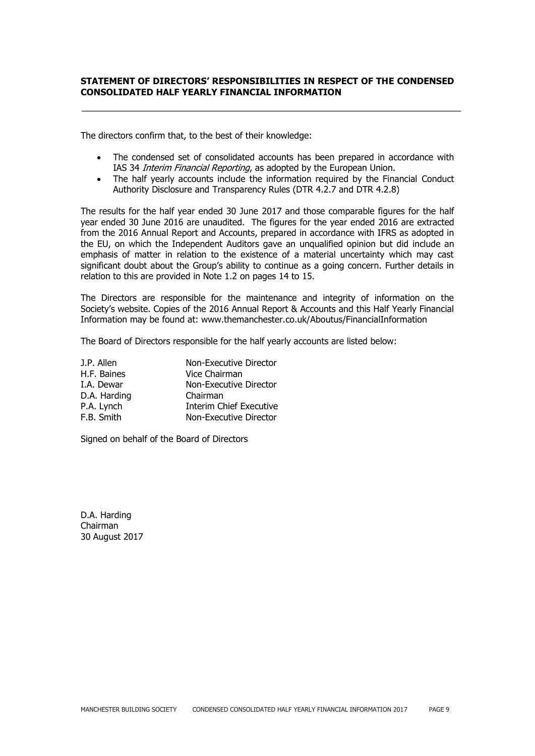## STATEMENT OF DIRECTORS' RESPONSIBILITIES IN RESPECT OF THE CONDENSED CONSOLIDATED HALF YEARLY FINANCIAL INFORMATION

The directors confirm that, to the best of their knowledge:

- The condensed set of consolidated accounts has been prepared in accordance with IAS 34 *Interim Financial Reporting*, as adopted by the European Union.
- The half yearly accounts include the information required by the Financial Conduct Authority Disclosure and Transparency Rules (DTR 4.2.7 and DTR 4.2.8)

The results for the half year ended 30 June 2017 and those comparable figures for the half year ended 30 June 2016 are unaudited. The figures for the year ended 2016 are extracted from the 2016 Annual Report and Accounts, prepared in accordance with IFRS as adopted in the EU, on which the Independent Auditors gave an unqualified opinion but did include an emphasis of matter in relation to the existence of a material uncertainty which may cast significant doubt about the Group's ability to continue as a going concern. Further details in relation to this are provided in Note 1.2 on pages 14 to 15.

The Directors are responsible for the maintenance and integrity of information on the Society's website. Copies of the 2016 Annual Report & Accounts and this Half Yearly Financial Information may be found at: www.themanchester.co.uk/Aboutus/FinancialInformation

The Board of Directors responsible for the half yearly accounts are listed below:

| | |
|---|---|
| J.P. Allen | Non-Executive Director |
| H.F. Baines | Vice Chairman |
| I.A. Dewar | Non-Executive Director |
| D.A. Harding | Chairman |
| P.A. Lynch | Interim Chief Executive |
| F.B. Smith | Non-Executive Director |

Signed on behalf of the Board of Directors

D.A. Harding
Chairman
30 August 2017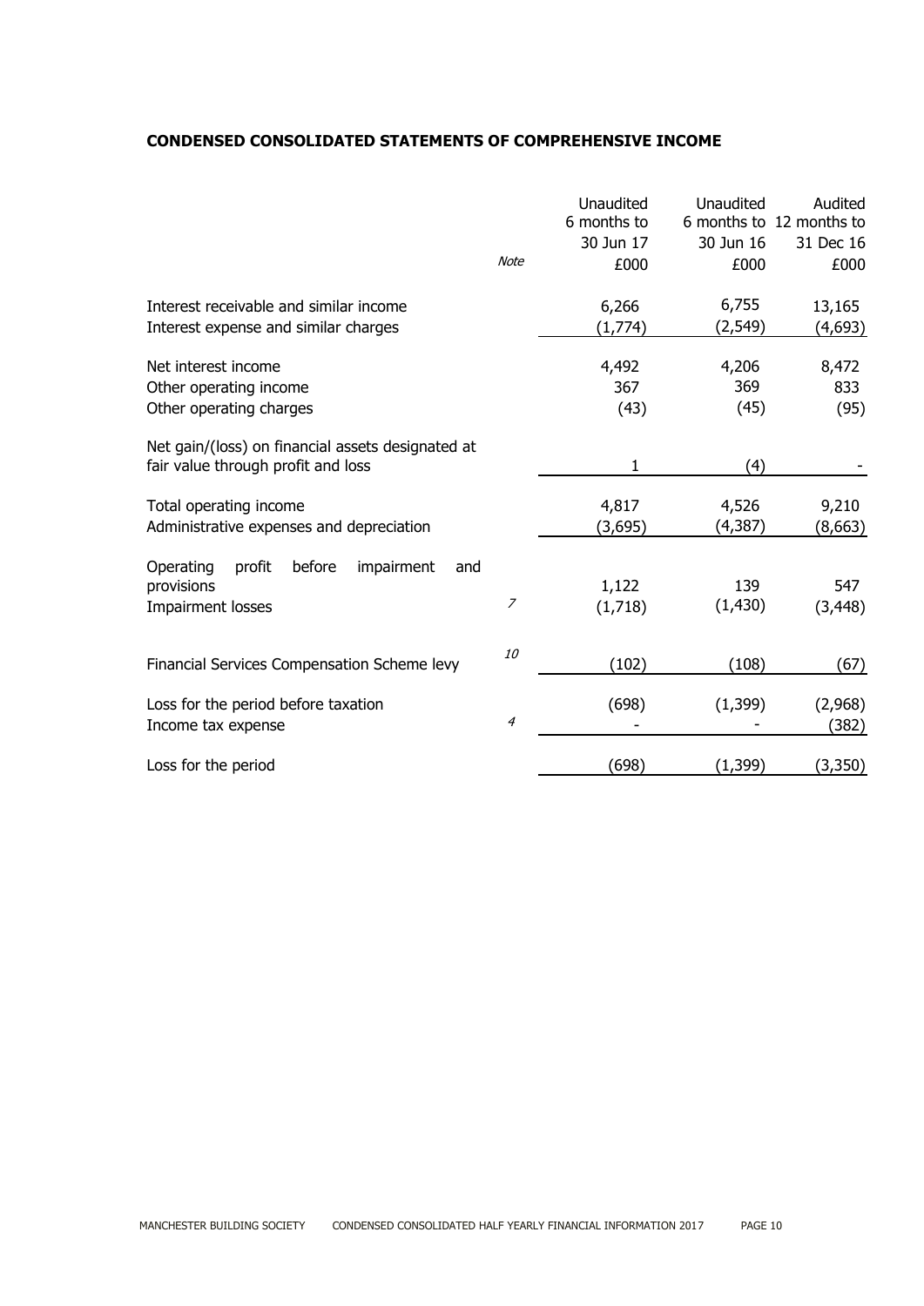**CONDENSED CONSOLIDATED STATEMENTS OF COMPREHENSIVE INCOME**

| | Note | Unaudited 6 months to 30 Jun 17 £000 | Unaudited 6 months to 30 Jun 16 £000 | Audited 12 months to 31 Dec 16 £000 |
|---|---|---|---|---|
| Interest receivable and similar income | | 6,266 | 6,755 | 13,165 |
| Interest expense and similar charges | | (1,774) | (2,549) | (4,693) |
| Net interest income | | 4,492 | 4,206 | 8,472 |
| Other operating income | | 367 | 369 | 833 |
| Other operating charges | | (43) | (45) | (95) |
| Net gain/(loss) on financial assets designated at fair value through profit and loss | | 1 | (4) | - |
| Total operating income | | 4,817 | 4,526 | 9,210 |
| Administrative expenses and depreciation | | (3,695) | (4,387) | (8,663) |
| Operating profit before impairment and provisions | | 1,122 | 139 | 547 |
| Impairment losses | *7* | (1,718) | (1,430) | (3,448) |
| Financial Services Compensation Scheme levy | *10* | (102) | (108) | (67) |
| Loss for the period before taxation | | (698) | (1,399) | (2,968) |
| Income tax expense | *4* | - | - | (382) |
| Loss for the period | | (698) | (1,399) | (3,350) |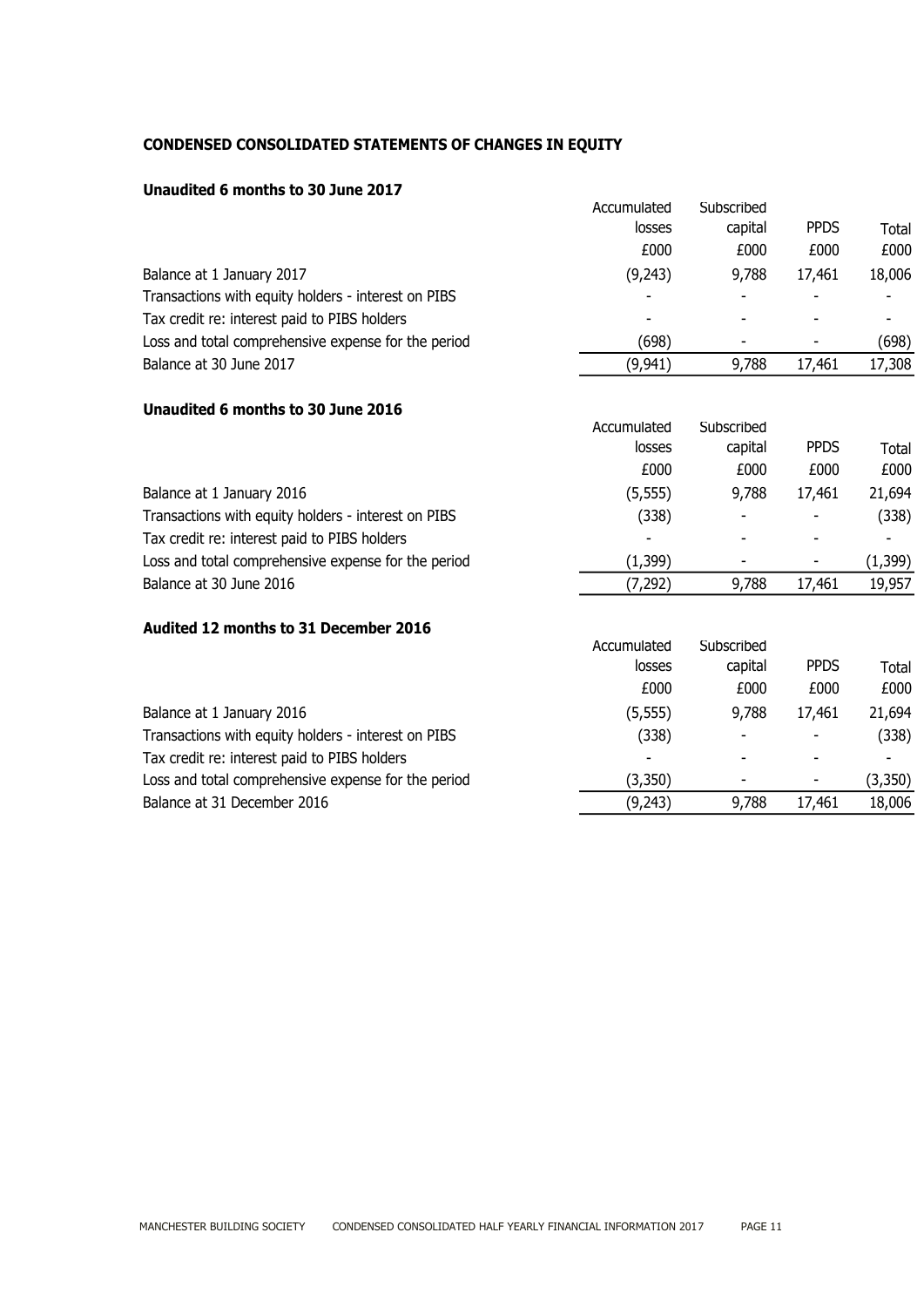**CONDENSED CONSOLIDATED STATEMENTS OF CHANGES IN EQUITY**

**Unaudited 6 months to 30 June 2017**

| | Accumulated losses £000 | Subscribed capital £000 | PPDS £000 | Total £000 |
|---|---|---|---|---|
| Balance at 1 January 2017 | (9,243) | 9,788 | 17,461 | 18,006 |
| Transactions with equity holders - interest on PIBS | - | - | - | - |
| Tax credit re: interest paid to PIBS holders | - | - | - | - |
| Loss and total comprehensive expense for the period | (698) | - | - | (698) |
| Balance at 30 June 2017 | (9,941) | 9,788 | 17,461 | 17,308 |

**Unaudited 6 months to 30 June 2016**

| | Accumulated losses £000 | Subscribed capital £000 | PPDS £000 | Total £000 |
|---|---|---|---|---|
| Balance at 1 January 2016 | (5,555) | 9,788 | 17,461 | 21,694 |
| Transactions with equity holders - interest on PIBS | (338) | - | - | (338) |
| Tax credit re: interest paid to PIBS holders | - | - | - | - |
| Loss and total comprehensive expense for the period | (1,399) | - | - | (1,399) |
| Balance at 30 June 2016 | (7,292) | 9,788 | 17,461 | 19,957 |

**Audited 12 months to 31 December 2016**

| | Accumulated losses £000 | Subscribed capital £000 | PPDS £000 | Total £000 |
|---|---|---|---|---|
| Balance at 1 January 2016 | (5,555) | 9,788 | 17,461 | 21,694 |
| Transactions with equity holders - interest on PIBS | (338) | - | - | (338) |
| Tax credit re: interest paid to PIBS holders | - | - | - | - |
| Loss and total comprehensive expense for the period | (3,350) | - | - | (3,350) |
| Balance at 31 December 2016 | (9,243) | 9,788 | 17,461 | 18,006 |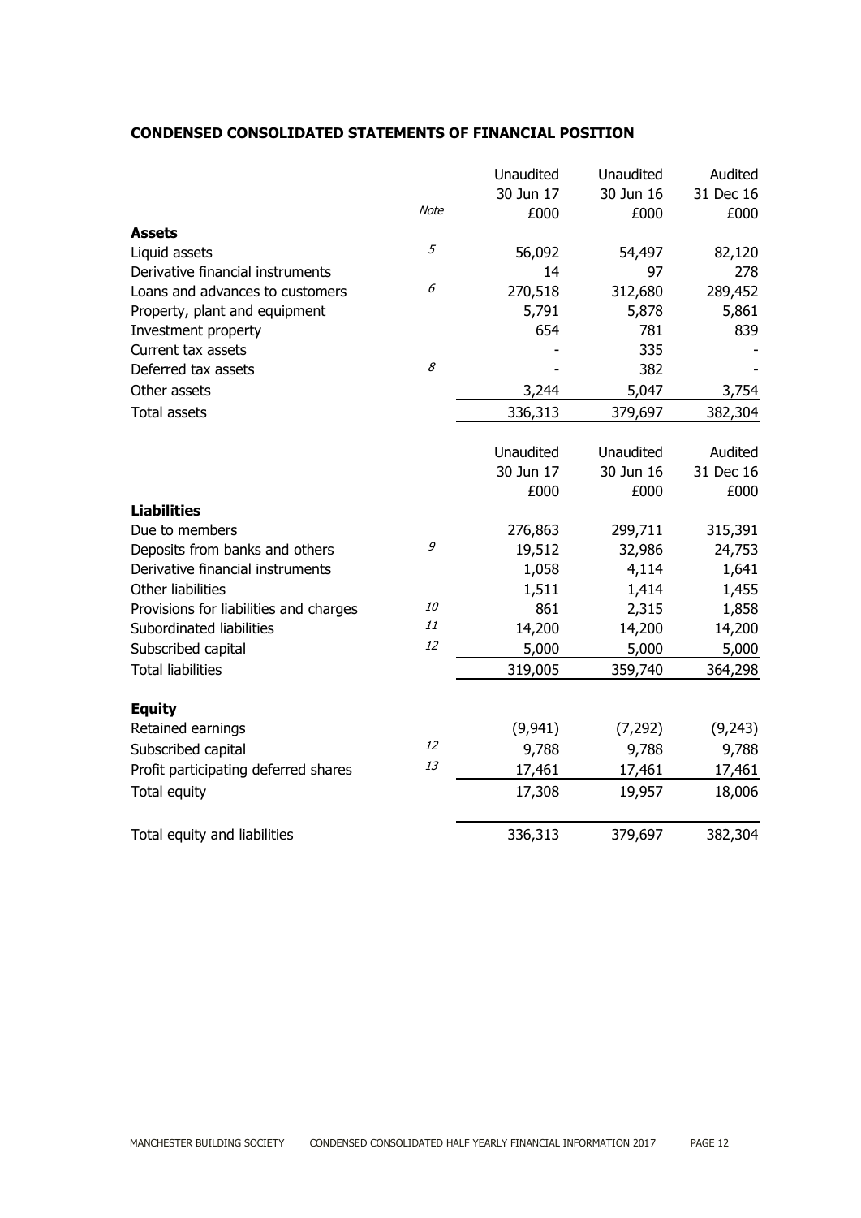## CONDENSED CONSOLIDATED STATEMENTS OF FINANCIAL POSITION

| | Note | Unaudited 30 Jun 17 £000 | Unaudited 30 Jun 16 £000 | Audited 31 Dec 16 £000 |
|---|---|---|---|---|
| **Assets** | | | | |
| Liquid assets | *5* | 56,092 | 54,497 | 82,120 |
| Derivative financial instruments | | 14 | 97 | 278 |
| Loans and advances to customers | *6* | 270,518 | 312,680 | 289,452 |
| Property, plant and equipment | | 5,791 | 5,878 | 5,861 |
| Investment property | | 654 | 781 | 839 |
| Current tax assets | | - | 335 | - |
| Deferred tax assets | *8* | - | 382 | - |
| Other assets | | 3,244 | 5,047 | 3,754 |
| Total assets | | 336,313 | 379,697 | 382,304 |

| | Note | Unaudited 30 Jun 17 £000 | Unaudited 30 Jun 16 £000 | Audited 31 Dec 16 £000 |
|---|---|---|---|---|
| **Liabilities** | | | | |
| Due to members | | 276,863 | 299,711 | 315,391 |
| Deposits from banks and others | *9* | 19,512 | 32,986 | 24,753 |
| Derivative financial instruments | | 1,058 | 4,114 | 1,641 |
| Other liabilities | | 1,511 | 1,414 | 1,455 |
| Provisions for liabilities and charges | *10* | 861 | 2,315 | 1,858 |
| Subordinated liabilities | *11* | 14,200 | 14,200 | 14,200 |
| Subscribed capital | *12* | 5,000 | 5,000 | 5,000 |
| Total liabilities | | 319,005 | 359,740 | 364,298 |
| **Equity** | | | | |
| Retained earnings | | (9,941) | (7,292) | (9,243) |
| Subscribed capital | *12* | 9,788 | 9,788 | 9,788 |
| Profit participating deferred shares | *13* | 17,461 | 17,461 | 17,461 |
| Total equity | | 17,308 | 19,957 | 18,006 |
| Total equity and liabilities | | 336,313 | 379,697 | 382,304 |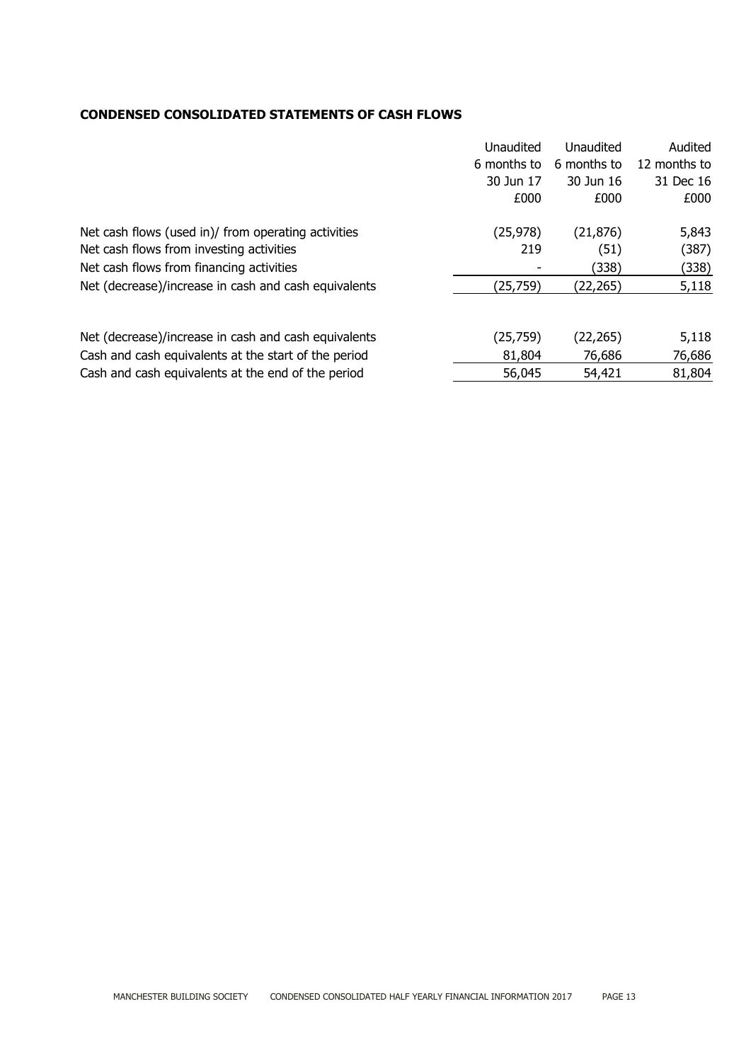**CONDENSED CONSOLIDATED STATEMENTS OF CASH FLOWS**

| | Unaudited 6 months to 30 Jun 17 £000 | Unaudited 6 months to 30 Jun 16 £000 | Audited 12 months to 31 Dec 16 £000 |
|---|---|---|---|
| Net cash flows (used in)/ from operating activities | (25,978) | (21,876) | 5,843 |
| Net cash flows from investing activities | 219 | (51) | (387) |
| Net cash flows from financing activities | - | (338) | (338) |
| Net (decrease)/increase in cash and cash equivalents | (25,759) | (22,265) | 5,118 |
| | | | |
| Net (decrease)/increase in cash and cash equivalents | (25,759) | (22,265) | 5,118 |
| Cash and cash equivalents at the start of the period | 81,804 | 76,686 | 76,686 |
| Cash and cash equivalents at the end of the period | 56,045 | 54,421 | 81,804 |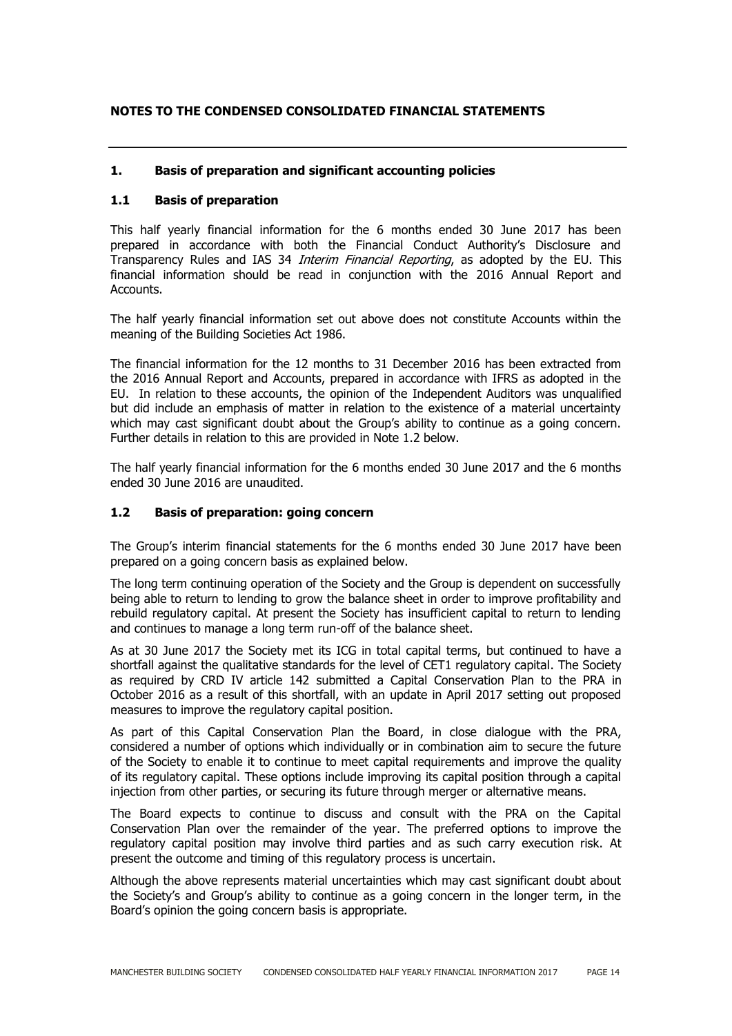## NOTES TO THE CONDENSED CONSOLIDATED FINANCIAL STATEMENTS

### 1. Basis of preparation and significant accounting policies

#### 1.1 Basis of preparation

This half yearly financial information for the 6 months ended 30 June 2017 has been prepared in accordance with both the Financial Conduct Authority's Disclosure and Transparency Rules and IAS 34 *Interim Financial Reporting*, as adopted by the EU. This financial information should be read in conjunction with the 2016 Annual Report and Accounts.

The half yearly financial information set out above does not constitute Accounts within the meaning of the Building Societies Act 1986.

The financial information for the 12 months to 31 December 2016 has been extracted from the 2016 Annual Report and Accounts, prepared in accordance with IFRS as adopted in the EU. In relation to these accounts, the opinion of the Independent Auditors was unqualified but did include an emphasis of matter in relation to the existence of a material uncertainty which may cast significant doubt about the Group's ability to continue as a going concern. Further details in relation to this are provided in Note 1.2 below.

The half yearly financial information for the 6 months ended 30 June 2017 and the 6 months ended 30 June 2016 are unaudited.

#### 1.2 Basis of preparation: going concern

The Group's interim financial statements for the 6 months ended 30 June 2017 have been prepared on a going concern basis as explained below.

The long term continuing operation of the Society and the Group is dependent on successfully being able to return to lending to grow the balance sheet in order to improve profitability and rebuild regulatory capital. At present the Society has insufficient capital to return to lending and continues to manage a long term run-off of the balance sheet.

As at 30 June 2017 the Society met its ICG in total capital terms, but continued to have a shortfall against the qualitative standards for the level of CET1 regulatory capital. The Society as required by CRD IV article 142 submitted a Capital Conservation Plan to the PRA in October 2016 as a result of this shortfall, with an update in April 2017 setting out proposed measures to improve the regulatory capital position.

As part of this Capital Conservation Plan the Board, in close dialogue with the PRA, considered a number of options which individually or in combination aim to secure the future of the Society to enable it to continue to meet capital requirements and improve the quality of its regulatory capital. These options include improving its capital position through a capital injection from other parties, or securing its future through merger or alternative means.

The Board expects to continue to discuss and consult with the PRA on the Capital Conservation Plan over the remainder of the year. The preferred options to improve the regulatory capital position may involve third parties and as such carry execution risk. At present the outcome and timing of this regulatory process is uncertain.

Although the above represents material uncertainties which may cast significant doubt about the Society's and Group's ability to continue as a going concern in the longer term, in the Board's opinion the going concern basis is appropriate.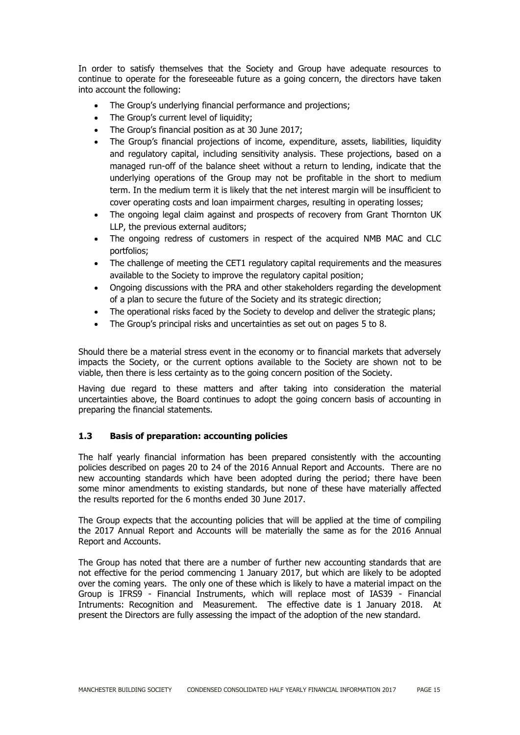In order to satisfy themselves that the Society and Group have adequate resources to continue to operate for the foreseeable future as a going concern, the directors have taken into account the following:

- The Group's underlying financial performance and projections;
- The Group's current level of liquidity;
- The Group's financial position as at 30 June 2017;
- The Group's financial projections of income, expenditure, assets, liabilities, liquidity and regulatory capital, including sensitivity analysis. These projections, based on a managed run-off of the balance sheet without a return to lending, indicate that the underlying operations of the Group may not be profitable in the short to medium term. In the medium term it is likely that the net interest margin will be insufficient to cover operating costs and loan impairment charges, resulting in operating losses;
- The ongoing legal claim against and prospects of recovery from Grant Thornton UK LLP, the previous external auditors;
- The ongoing redress of customers in respect of the acquired NMB MAC and CLC portfolios;
- The challenge of meeting the CET1 regulatory capital requirements and the measures available to the Society to improve the regulatory capital position;
- Ongoing discussions with the PRA and other stakeholders regarding the development of a plan to secure the future of the Society and its strategic direction;
- The operational risks faced by the Society to develop and deliver the strategic plans;
- The Group's principal risks and uncertainties as set out on pages 5 to 8.

Should there be a material stress event in the economy or to financial markets that adversely impacts the Society, or the current options available to the Society are shown not to be viable, then there is less certainty as to the going concern position of the Society.

Having due regard to these matters and after taking into consideration the material uncertainties above, the Board continues to adopt the going concern basis of accounting in preparing the financial statements.

### 1.3 Basis of preparation: accounting policies

The half yearly financial information has been prepared consistently with the accounting policies described on pages 20 to 24 of the 2016 Annual Report and Accounts. There are no new accounting standards which have been adopted during the period; there have been some minor amendments to existing standards, but none of these have materially affected the results reported for the 6 months ended 30 June 2017.

The Group expects that the accounting policies that will be applied at the time of compiling the 2017 Annual Report and Accounts will be materially the same as for the 2016 Annual Report and Accounts.

The Group has noted that there are a number of further new accounting standards that are not effective for the period commencing 1 January 2017, but which are likely to be adopted over the coming years. The only one of these which is likely to have a material impact on the Group is IFRS9 - Financial Instruments, which will replace most of IAS39 - Financial Intruments: Recognition and Measurement. The effective date is 1 January 2018. At present the Directors are fully assessing the impact of the adoption of the new standard.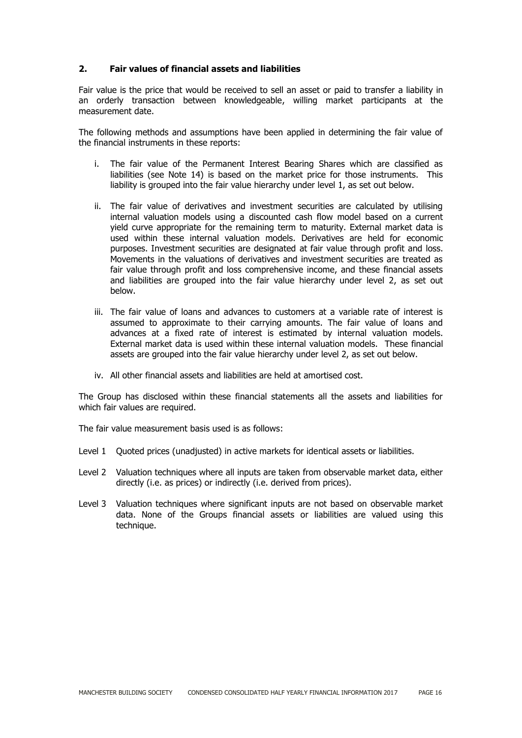## 2. Fair values of financial assets and liabilities

Fair value is the price that would be received to sell an asset or paid to transfer a liability in an orderly transaction between knowledgeable, willing market participants at the measurement date.

The following methods and assumptions have been applied in determining the fair value of the financial instruments in these reports:

i. The fair value of the Permanent Interest Bearing Shares which are classified as liabilities (see Note 14) is based on the market price for those instruments. This liability is grouped into the fair value hierarchy under level 1, as set out below.

ii. The fair value of derivatives and investment securities are calculated by utilising internal valuation models using a discounted cash flow model based on a current yield curve appropriate for the remaining term to maturity. External market data is used within these internal valuation models. Derivatives are held for economic purposes. Investment securities are designated at fair value through profit and loss. Movements in the valuations of derivatives and investment securities are treated as fair value through profit and loss comprehensive income, and these financial assets and liabilities are grouped into the fair value hierarchy under level 2, as set out below.

iii. The fair value of loans and advances to customers at a variable rate of interest is assumed to approximate to their carrying amounts. The fair value of loans and advances at a fixed rate of interest is estimated by internal valuation models. External market data is used within these internal valuation models. These financial assets are grouped into the fair value hierarchy under level 2, as set out below.

iv. All other financial assets and liabilities are held at amortised cost.

The Group has disclosed within these financial statements all the assets and liabilities for which fair values are required.

The fair value measurement basis used is as follows:

Level 1 Quoted prices (unadjusted) in active markets for identical assets or liabilities.

Level 2 Valuation techniques where all inputs are taken from observable market data, either directly (i.e. as prices) or indirectly (i.e. derived from prices).

Level 3 Valuation techniques where significant inputs are not based on observable market data. None of the Groups financial assets or liabilities are valued using this technique.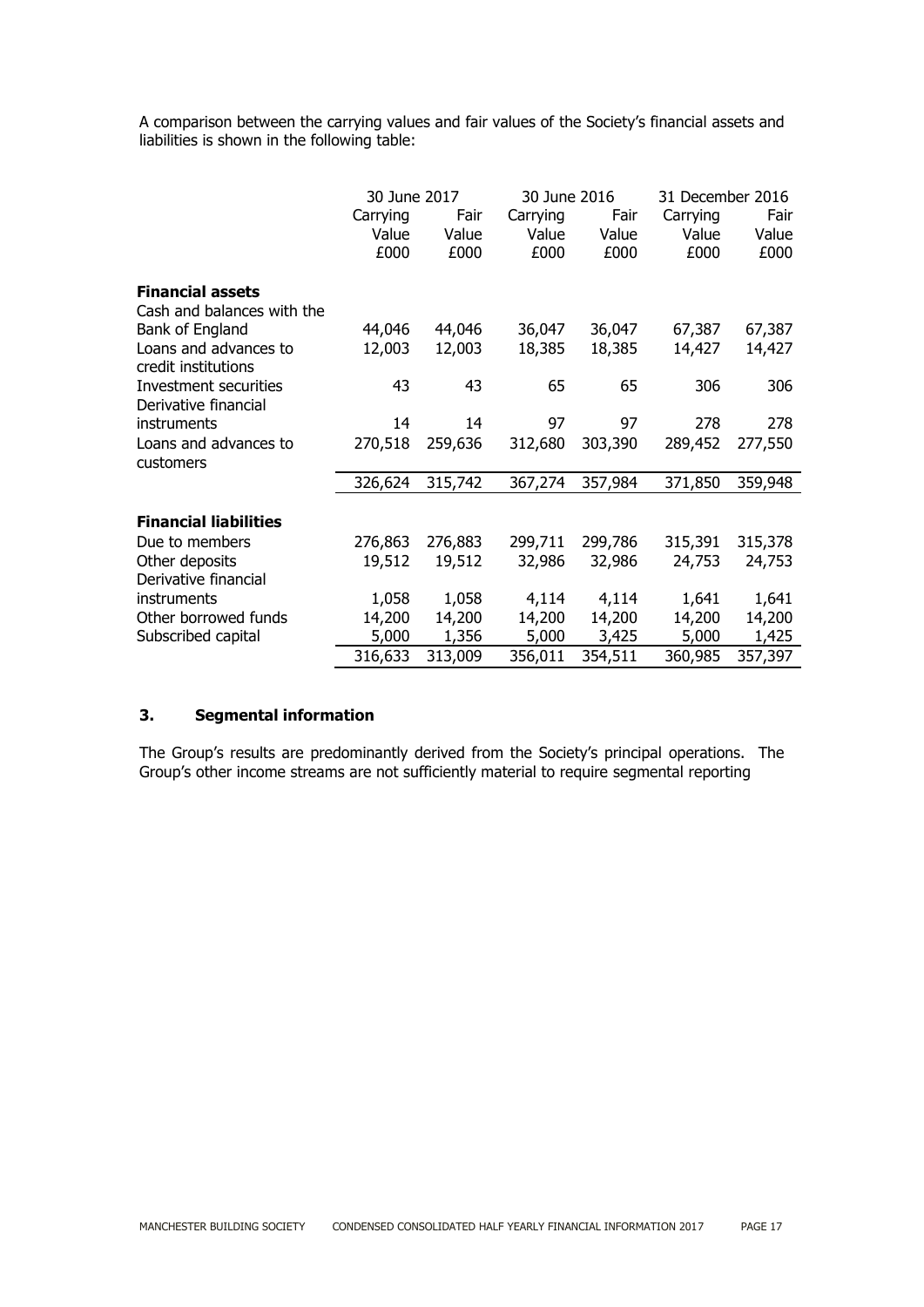A comparison between the carrying values and fair values of the Society's financial assets and liabilities is shown in the following table:

| | 30 June 2017 | | 30 June 2016 | | 31 December 2016 | |
|---|---|---|---|---|---|---|
| | Carrying Value £000 | Fair Value £000 | Carrying Value £000 | Fair Value £000 | Carrying Value £000 | Fair Value £000 |
| **Financial assets** | | | | | | |
| Cash and balances with the Bank of England | 44,046 | 44,046 | 36,047 | 36,047 | 67,387 | 67,387 |
| Loans and advances to credit institutions | 12,003 | 12,003 | 18,385 | 18,385 | 14,427 | 14,427 |
| Investment securities | 43 | 43 | 65 | 65 | 306 | 306 |
| Derivative financial instruments | 14 | 14 | 97 | 97 | 278 | 278 |
| Loans and advances to customers | 270,518 | 259,636 | 312,680 | 303,390 | 289,452 | 277,550 |
| | 326,624 | 315,742 | 367,274 | 357,984 | 371,850 | 359,948 |
| **Financial liabilities** | | | | | | |
| Due to members | 276,863 | 276,883 | 299,711 | 299,786 | 315,391 | 315,378 |
| Other deposits | 19,512 | 19,512 | 32,986 | 32,986 | 24,753 | 24,753 |
| Derivative financial instruments | 1,058 | 1,058 | 4,114 | 4,114 | 1,641 | 1,641 |
| Other borrowed funds | 14,200 | 14,200 | 14,200 | 14,200 | 14,200 | 14,200 |
| Subscribed capital | 5,000 | 1,356 | 5,000 | 3,425 | 5,000 | 1,425 |
| | 316,633 | 313,009 | 356,011 | 354,511 | 360,985 | 357,397 |

## 3. Segmental information

The Group's results are predominantly derived from the Society's principal operations. The Group's other income streams are not sufficiently material to require segmental reporting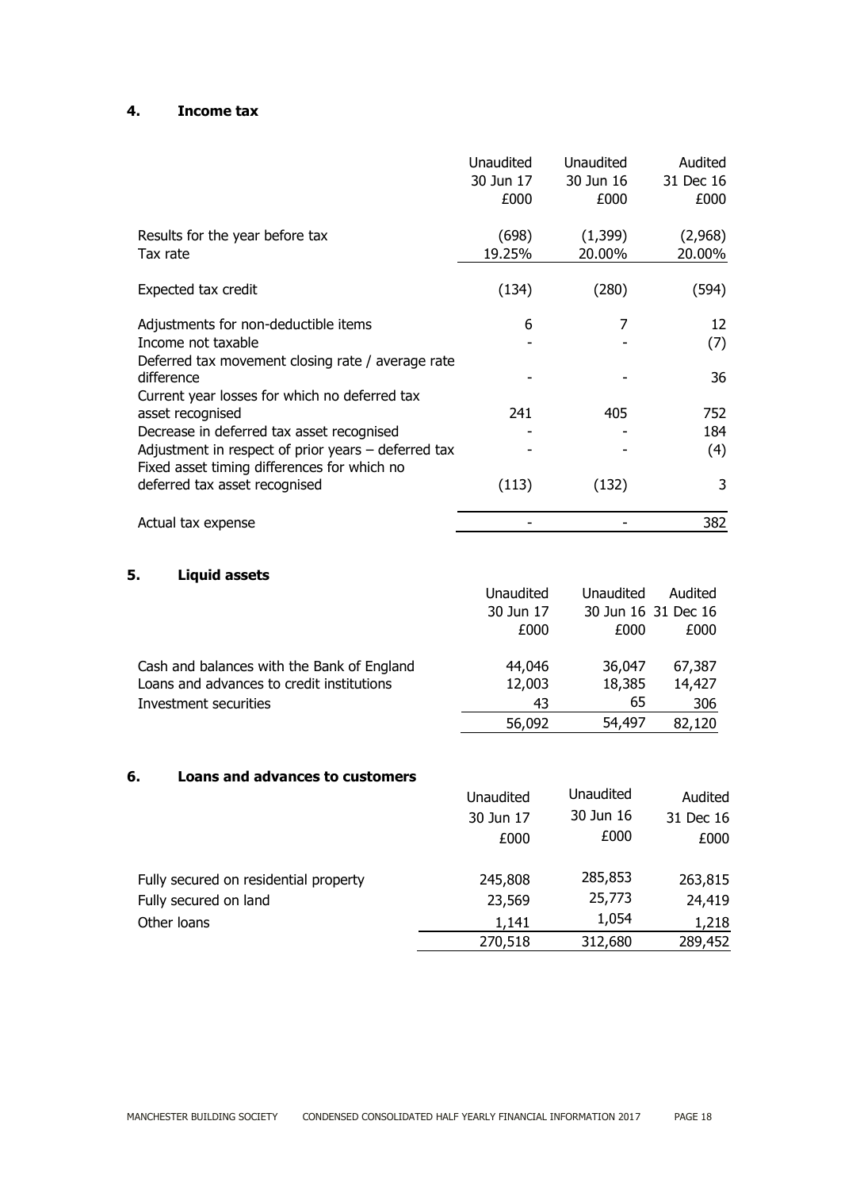## 4. Income tax

| | Unaudited 30 Jun 17 £000 | Unaudited 30 Jun 16 £000 | Audited 31 Dec 16 £000 |
|---|---|---|---|
| Results for the year before tax | (698) | (1,399) | (2,968) |
| Tax rate | 19.25% | 20.00% | 20.00% |
| Expected tax credit | (134) | (280) | (594) |
| Adjustments for non-deductible items | 6 | 7 | 12 |
| Income not taxable | - | - | (7) |
| Deferred tax movement closing rate / average rate difference | - | - | 36 |
| Current year losses for which no deferred tax asset recognised | 241 | 405 | 752 |
| Decrease in deferred tax asset recognised | - | - | 184 |
| Adjustment in respect of prior years – deferred tax | - | - | (4) |
| Fixed asset timing differences for which no deferred tax asset recognised | (113) | (132) | 3 |
| Actual tax expense | - | - | 382 |

## 5. Liquid assets

| | Unaudited 30 Jun 17 £000 | Unaudited 30 Jun 16 £000 | Audited 31 Dec 16 £000 |
|---|---|---|---|
| Cash and balances with the Bank of England | 44,046 | 36,047 | 67,387 |
| Loans and advances to credit institutions | 12,003 | 18,385 | 14,427 |
| Investment securities | 43 | 65 | 306 |
| | 56,092 | 54,497 | 82,120 |

## 6. Loans and advances to customers

| | Unaudited 30 Jun 17 £000 | Unaudited 30 Jun 16 £000 | Audited 31 Dec 16 £000 |
|---|---|---|---|
| Fully secured on residential property | 245,808 | 285,853 | 263,815 |
| Fully secured on land | 23,569 | 25,773 | 24,419 |
| Other loans | 1,141 | 1,054 | 1,218 |
| | 270,518 | 312,680 | 289,452 |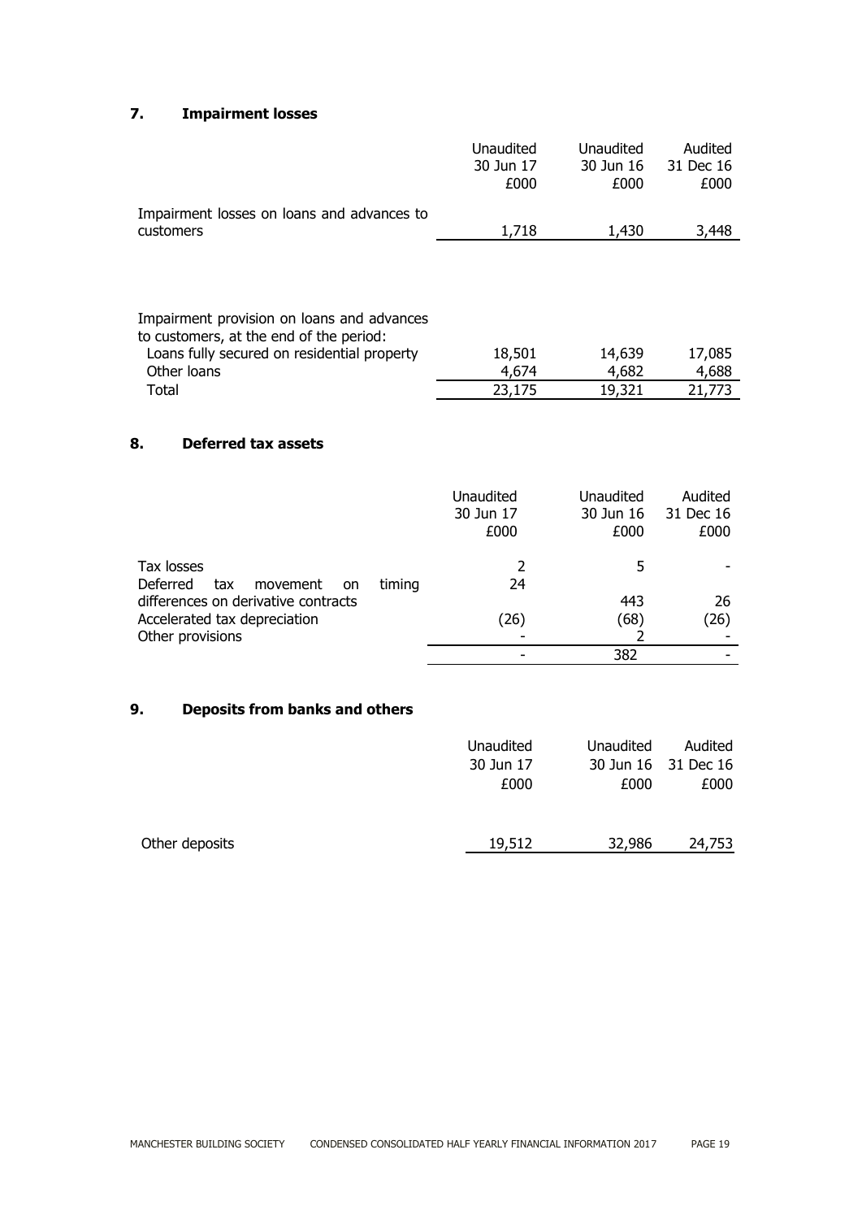## 7. Impairment losses

| | Unaudited 30 Jun 17 £000 | Unaudited 30 Jun 16 £000 | Audited 31 Dec 16 £000 |
|---|---|---|---|
| Impairment losses on loans and advances to customers | 1,718 | 1,430 | 3,448 |

| | Unaudited 30 Jun 17 £000 | Unaudited 30 Jun 16 £000 | Audited 31 Dec 16 £000 |
|---|---|---|---|
| Impairment provision on loans and advances to customers, at the end of the period: | | | |
| Loans fully secured on residential property | 18,501 | 14,639 | 17,085 |
| Other loans | 4,674 | 4,682 | 4,688 |
| Total | 23,175 | 19,321 | 21,773 |

## 8. Deferred tax assets

| | Unaudited 30 Jun 17 £000 | Unaudited 30 Jun 16 £000 | Audited 31 Dec 16 £000 |
|---|---|---|---|
| Tax losses | 2 | 5 | - |
| Deferred tax movement on timing differences on derivative contracts | 24 | 443 | 26 |
| Accelerated tax depreciation | (26) | (68) | (26) |
| Other provisions | - | 2 | - |
| | - | 382 | - |

## 9. Deposits from banks and others

| | Unaudited 30 Jun 17 £000 | Unaudited 30 Jun 16 £000 | Audited 31 Dec 16 £000 |
|---|---|---|---|
| Other deposits | 19,512 | 32,986 | 24,753 |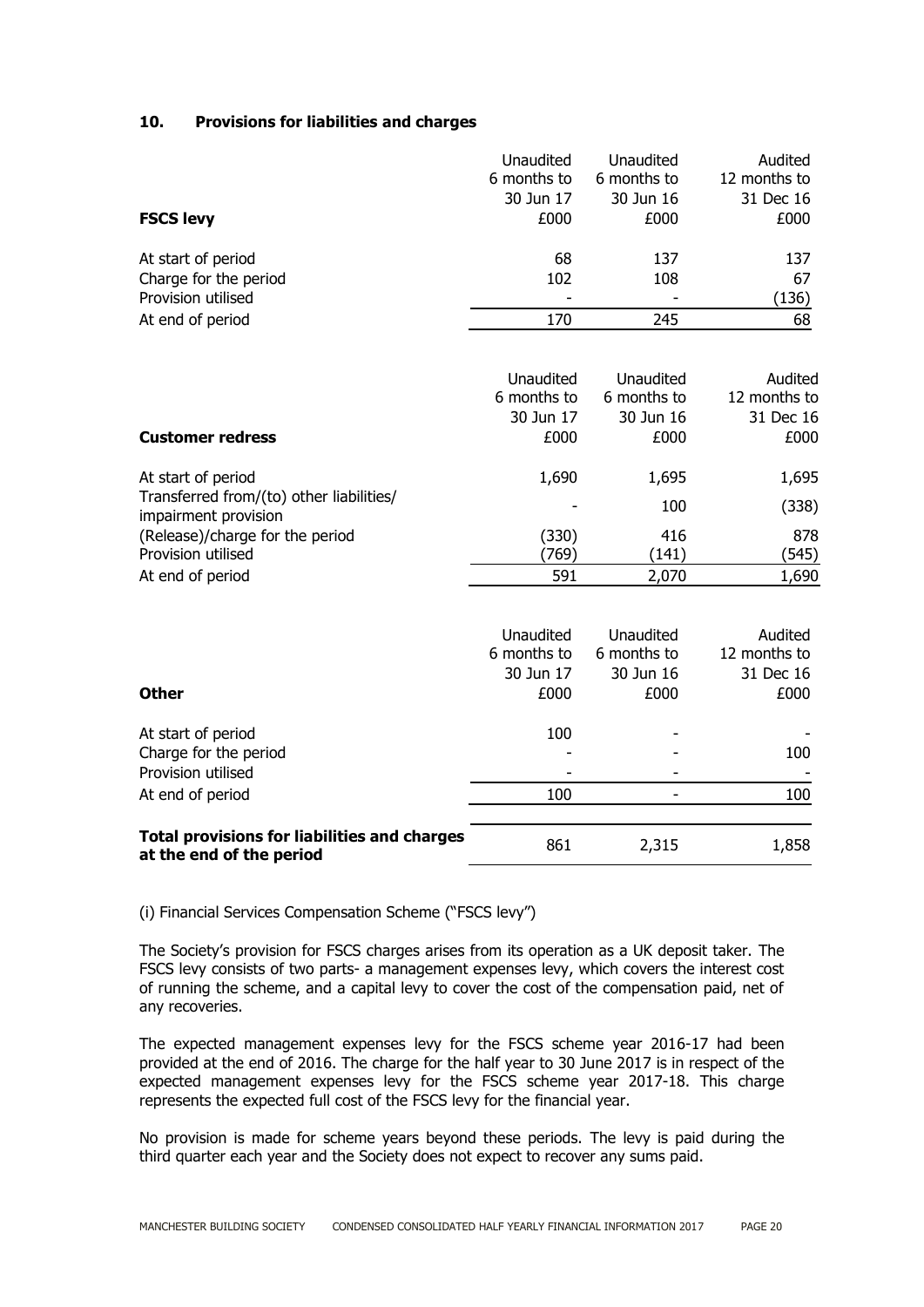## 10. Provisions for liabilities and charges

| FSCS levy | Unaudited 6 months to 30 Jun 17 £000 | Unaudited 6 months to 30 Jun 16 £000 | Audited 12 months to 31 Dec 16 £000 |
|---|---|---|---|
| At start of period | 68 | 137 | 137 |
| Charge for the period | 102 | 108 | 67 |
| Provision utilised | - | - | (136) |
| At end of period | 170 | 245 | 68 |

| Customer redress | Unaudited 6 months to 30 Jun 17 £000 | Unaudited 6 months to 30 Jun 16 £000 | Audited 12 months to 31 Dec 16 £000 |
|---|---|---|---|
| At start of period | 1,690 | 1,695 | 1,695 |
| Transferred from/(to) other liabilities/ impairment provision | - | 100 | (338) |
| (Release)/charge for the period | (330) | 416 | 878 |
| Provision utilised | (769) | (141) | (545) |
| At end of period | 591 | 2,070 | 1,690 |

| Other | Unaudited 6 months to 30 Jun 17 £000 | Unaudited 6 months to 30 Jun 16 £000 | Audited 12 months to 31 Dec 16 £000 |
|---|---|---|---|
| At start of period | 100 | - | - |
| Charge for the period | - | - | 100 |
| Provision utilised | - | - | - |
| At end of period | 100 | - | 100 |
| **Total provisions for liabilities and charges at the end of the period** | 861 | 2,315 | 1,858 |

(i) Financial Services Compensation Scheme ("FSCS levy")

The Society's provision for FSCS charges arises from its operation as a UK deposit taker. The FSCS levy consists of two parts- a management expenses levy, which covers the interest cost of running the scheme, and a capital levy to cover the cost of the compensation paid, net of any recoveries.

The expected management expenses levy for the FSCS scheme year 2016-17 had been provided at the end of 2016. The charge for the half year to 30 June 2017 is in respect of the expected management expenses levy for the FSCS scheme year 2017-18. This charge represents the expected full cost of the FSCS levy for the financial year.

No provision is made for scheme years beyond these periods. The levy is paid during the third quarter each year and the Society does not expect to recover any sums paid.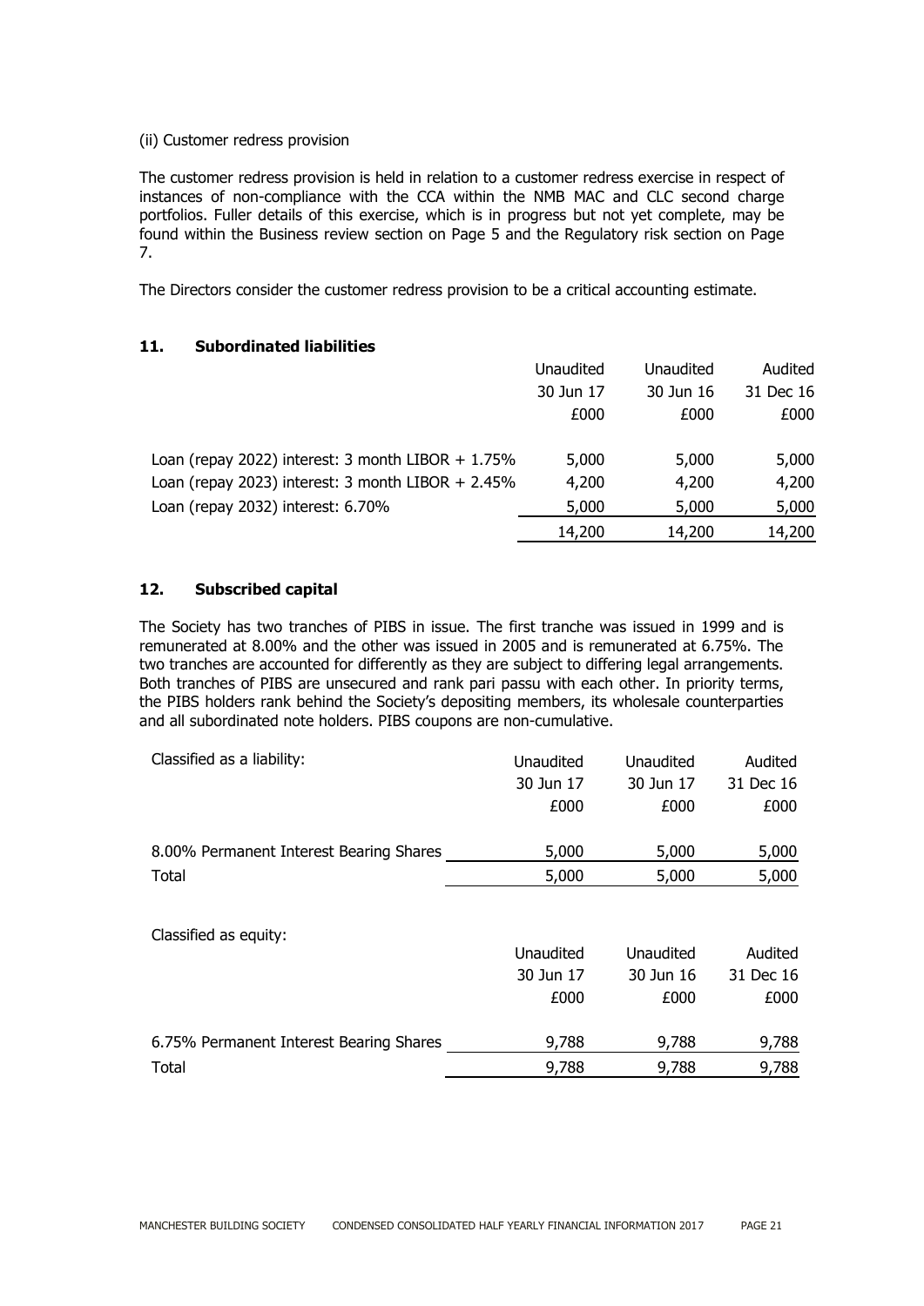(ii) Customer redress provision

The customer redress provision is held in relation to a customer redress exercise in respect of instances of non-compliance with the CCA within the NMB MAC and CLC second charge portfolios. Fuller details of this exercise, which is in progress but not yet complete, may be found within the Business review section on Page 5 and the Regulatory risk section on Page 7.

The Directors consider the customer redress provision to be a critical accounting estimate.

## 11. Subordinated liabilities

| | Unaudited 30 Jun 17 £000 | Unaudited 30 Jun 16 £000 | Audited 31 Dec 16 £000 |
|---|---|---|---|
| Loan (repay 2022) interest: 3 month LIBOR + 1.75% | 5,000 | 5,000 | 5,000 |
| Loan (repay 2023) interest: 3 month LIBOR + 2.45% | 4,200 | 4,200 | 4,200 |
| Loan (repay 2032) interest: 6.70% | 5,000 | 5,000 | 5,000 |
| | 14,200 | 14,200 | 14,200 |

## 12. Subscribed capital

The Society has two tranches of PIBS in issue. The first tranche was issued in 1999 and is remunerated at 8.00% and the other was issued in 2005 and is remunerated at 6.75%. The two tranches are accounted for differently as they are subject to differing legal arrangements. Both tranches of PIBS are unsecured and rank pari passu with each other. In priority terms, the PIBS holders rank behind the Society's depositing members, its wholesale counterparties and all subordinated note holders. PIBS coupons are non-cumulative.

| Classified as a liability: | Unaudited 30 Jun 17 £000 | Unaudited 30 Jun 17 £000 | Audited 31 Dec 16 £000 |
|---|---|---|---|
| 8.00% Permanent Interest Bearing Shares | 5,000 | 5,000 | 5,000 |
| Total | 5,000 | 5,000 | 5,000 |

| Classified as equity: | Unaudited 30 Jun 17 £000 | Unaudited 30 Jun 16 £000 | Audited 31 Dec 16 £000 |
|---|---|---|---|
| 6.75% Permanent Interest Bearing Shares | 9,788 | 9,788 | 9,788 |
| Total | 9,788 | 9,788 | 9,788 |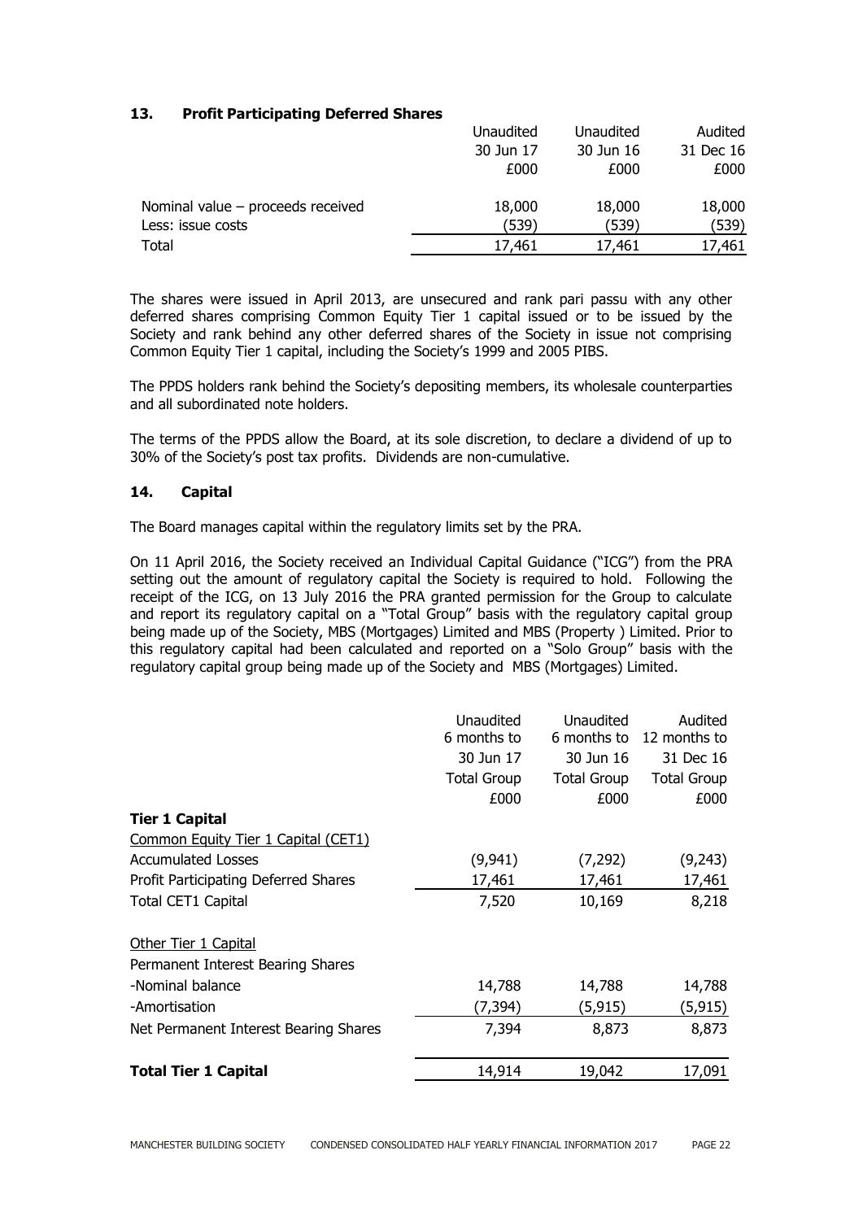### 13. Profit Participating Deferred Shares

| | Unaudited 30 Jun 17 £000 | Unaudited 30 Jun 16 £000 | Audited 31 Dec 16 £000 |
|---|---|---|---|
| Nominal value – proceeds received | 18,000 | 18,000 | 18,000 |
| Less: issue costs | (539) | (539) | (539) |
| Total | 17,461 | 17,461 | 17,461 |

The shares were issued in April 2013, are unsecured and rank pari passu with any other deferred shares comprising Common Equity Tier 1 capital issued or to be issued by the Society and rank behind any other deferred shares of the Society in issue not comprising Common Equity Tier 1 capital, including the Society's 1999 and 2005 PIBS.

The PPDS holders rank behind the Society's depositing members, its wholesale counterparties and all subordinated note holders.

The terms of the PPDS allow the Board, at its sole discretion, to declare a dividend of up to 30% of the Society's post tax profits. Dividends are non-cumulative.

### 14. Capital

The Board manages capital within the regulatory limits set by the PRA.

On 11 April 2016, the Society received an Individual Capital Guidance ("ICG") from the PRA setting out the amount of regulatory capital the Society is required to hold. Following the receipt of the ICG, on 13 July 2016 the PRA granted permission for the Group to calculate and report its regulatory capital on a "Total Group" basis with the regulatory capital group being made up of the Society, MBS (Mortgages) Limited and MBS (Property ) Limited. Prior to this regulatory capital had been calculated and reported on a "Solo Group" basis with the regulatory capital group being made up of the Society and MBS (Mortgages) Limited.

| | Unaudited 6 months to 30 Jun 17 Total Group £000 | Unaudited 6 months to 30 Jun 16 Total Group £000 | Audited 12 months to 31 Dec 16 Total Group £000 |
|---|---|---|---|
| **Tier 1 Capital** | | | |
| Common Equity Tier 1 Capital (CET1) | | | |
| Accumulated Losses | (9,941) | (7,292) | (9,243) |
| Profit Participating Deferred Shares | 17,461 | 17,461 | 17,461 |
| Total CET1 Capital | 7,520 | 10,169 | 8,218 |
| | | | |
| Other Tier 1 Capital | | | |
| Permanent Interest Bearing Shares | | | |
| -Nominal balance | 14,788 | 14,788 | 14,788 |
| -Amortisation | (7,394) | (5,915) | (5,915) |
| Net Permanent Interest Bearing Shares | 7,394 | 8,873 | 8,873 |
| | | | |
| **Total Tier 1 Capital** | 14,914 | 19,042 | 17,091 |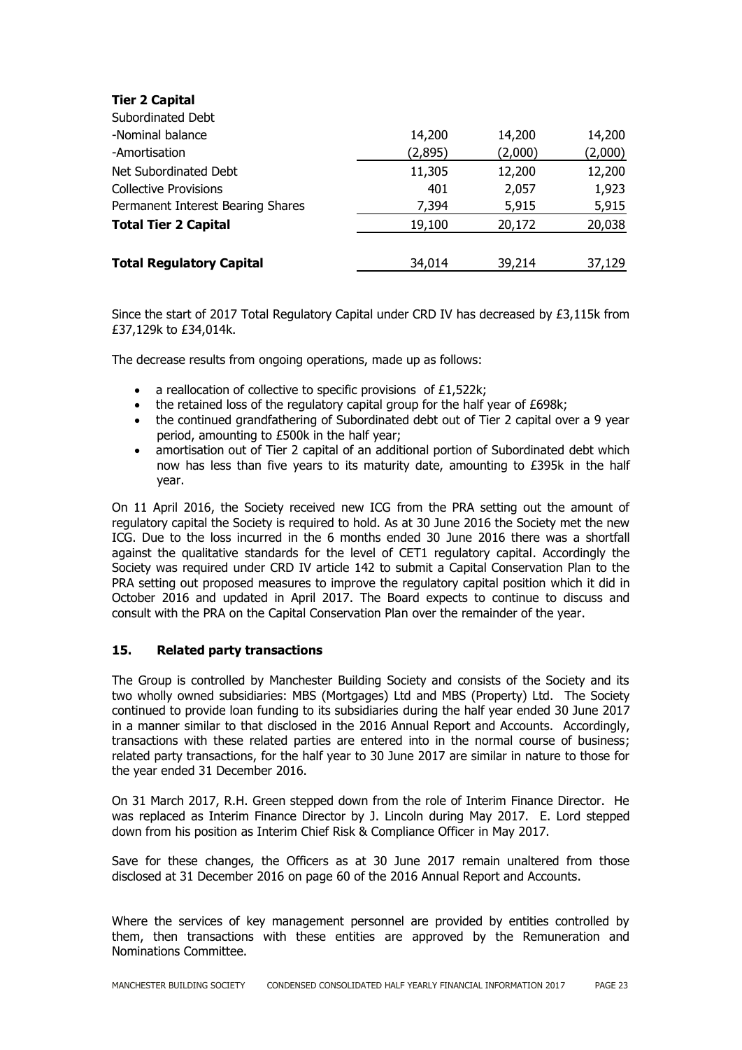| | | | |
|---|---|---|---|
| **Tier 2 Capital** | | | |
| Subordinated Debt | | | |
| -Nominal balance | 14,200 | 14,200 | 14,200 |
| -Amortisation | (2,895) | (2,000) | (2,000) |
| Net Subordinated Debt | 11,305 | 12,200 | 12,200 |
| Collective Provisions | 401 | 2,057 | 1,923 |
| Permanent Interest Bearing Shares | 7,394 | 5,915 | 5,915 |
| **Total Tier 2 Capital** | 19,100 | 20,172 | 20,038 |
| **Total Regulatory Capital** | 34,014 | 39,214 | 37,129 |

Since the start of 2017 Total Regulatory Capital under CRD IV has decreased by £3,115k from £37,129k to £34,014k.

The decrease results from ongoing operations, made up as follows:

- a reallocation of collective to specific provisions of £1,522k;
- the retained loss of the regulatory capital group for the half year of £698k;
- the continued grandfathering of Subordinated debt out of Tier 2 capital over a 9 year period, amounting to £500k in the half year;
- amortisation out of Tier 2 capital of an additional portion of Subordinated debt which now has less than five years to its maturity date, amounting to £395k in the half year.

On 11 April 2016, the Society received new ICG from the PRA setting out the amount of regulatory capital the Society is required to hold. As at 30 June 2016 the Society met the new ICG. Due to the loss incurred in the 6 months ended 30 June 2016 there was a shortfall against the qualitative standards for the level of CET1 regulatory capital. Accordingly the Society was required under CRD IV article 142 to submit a Capital Conservation Plan to the PRA setting out proposed measures to improve the regulatory capital position which it did in October 2016 and updated in April 2017. The Board expects to continue to discuss and consult with the PRA on the Capital Conservation Plan over the remainder of the year.

## 15. Related party transactions

The Group is controlled by Manchester Building Society and consists of the Society and its two wholly owned subsidiaries: MBS (Mortgages) Ltd and MBS (Property) Ltd. The Society continued to provide loan funding to its subsidiaries during the half year ended 30 June 2017 in a manner similar to that disclosed in the 2016 Annual Report and Accounts. Accordingly, transactions with these related parties are entered into in the normal course of business; related party transactions, for the half year to 30 June 2017 are similar in nature to those for the year ended 31 December 2016.

On 31 March 2017, R.H. Green stepped down from the role of Interim Finance Director. He was replaced as Interim Finance Director by J. Lincoln during May 2017. E. Lord stepped down from his position as Interim Chief Risk & Compliance Officer in May 2017.

Save for these changes, the Officers as at 30 June 2017 remain unaltered from those disclosed at 31 December 2016 on page 60 of the 2016 Annual Report and Accounts.

Where the services of key management personnel are provided by entities controlled by them, then transactions with these entities are approved by the Remuneration and Nominations Committee.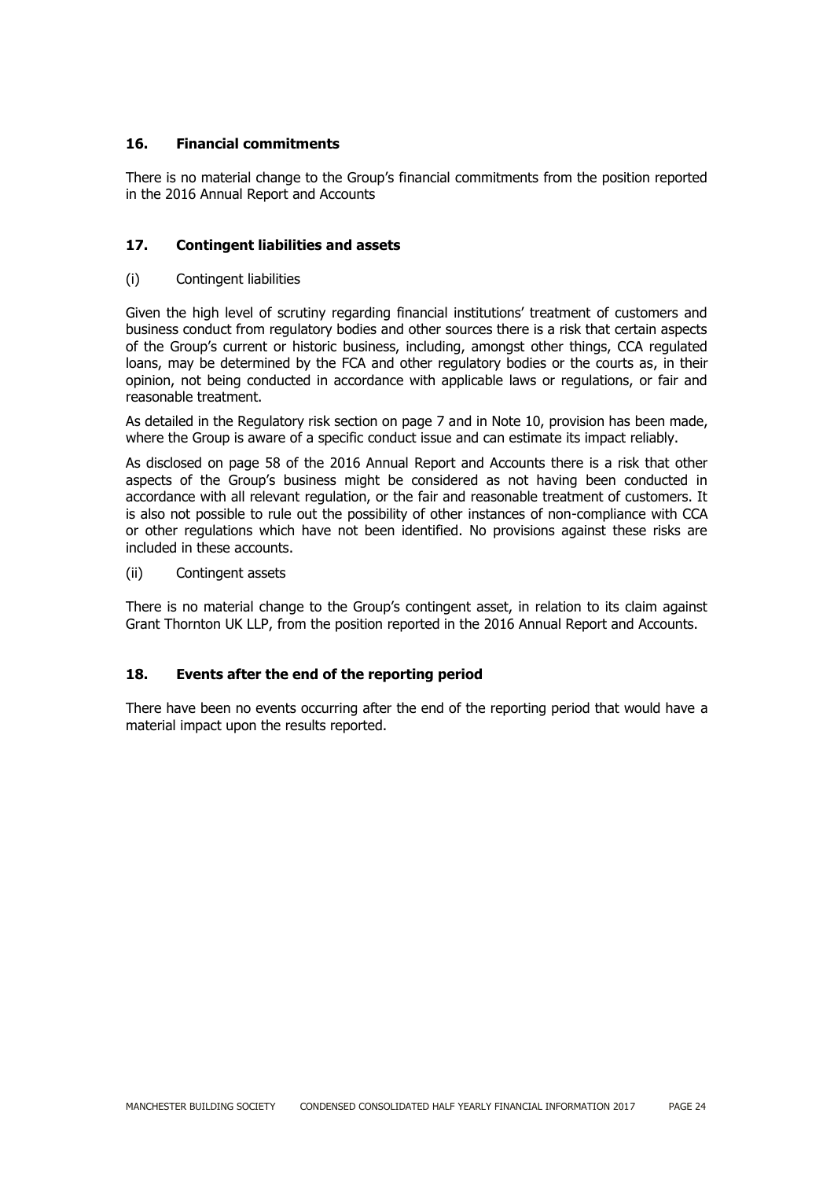## 16. Financial commitments

There is no material change to the Group's financial commitments from the position reported in the 2016 Annual Report and Accounts

## 17. Contingent liabilities and assets

(i) Contingent liabilities

Given the high level of scrutiny regarding financial institutions' treatment of customers and business conduct from regulatory bodies and other sources there is a risk that certain aspects of the Group's current or historic business, including, amongst other things, CCA regulated loans, may be determined by the FCA and other regulatory bodies or the courts as, in their opinion, not being conducted in accordance with applicable laws or regulations, or fair and reasonable treatment.

As detailed in the Regulatory risk section on page 7 and in Note 10, provision has been made, where the Group is aware of a specific conduct issue and can estimate its impact reliably.

As disclosed on page 58 of the 2016 Annual Report and Accounts there is a risk that other aspects of the Group's business might be considered as not having been conducted in accordance with all relevant regulation, or the fair and reasonable treatment of customers. It is also not possible to rule out the possibility of other instances of non-compliance with CCA or other regulations which have not been identified. No provisions against these risks are included in these accounts.

(ii) Contingent assets

There is no material change to the Group's contingent asset, in relation to its claim against Grant Thornton UK LLP, from the position reported in the 2016 Annual Report and Accounts.

## 18. Events after the end of the reporting period

There have been no events occurring after the end of the reporting period that would have a material impact upon the results reported.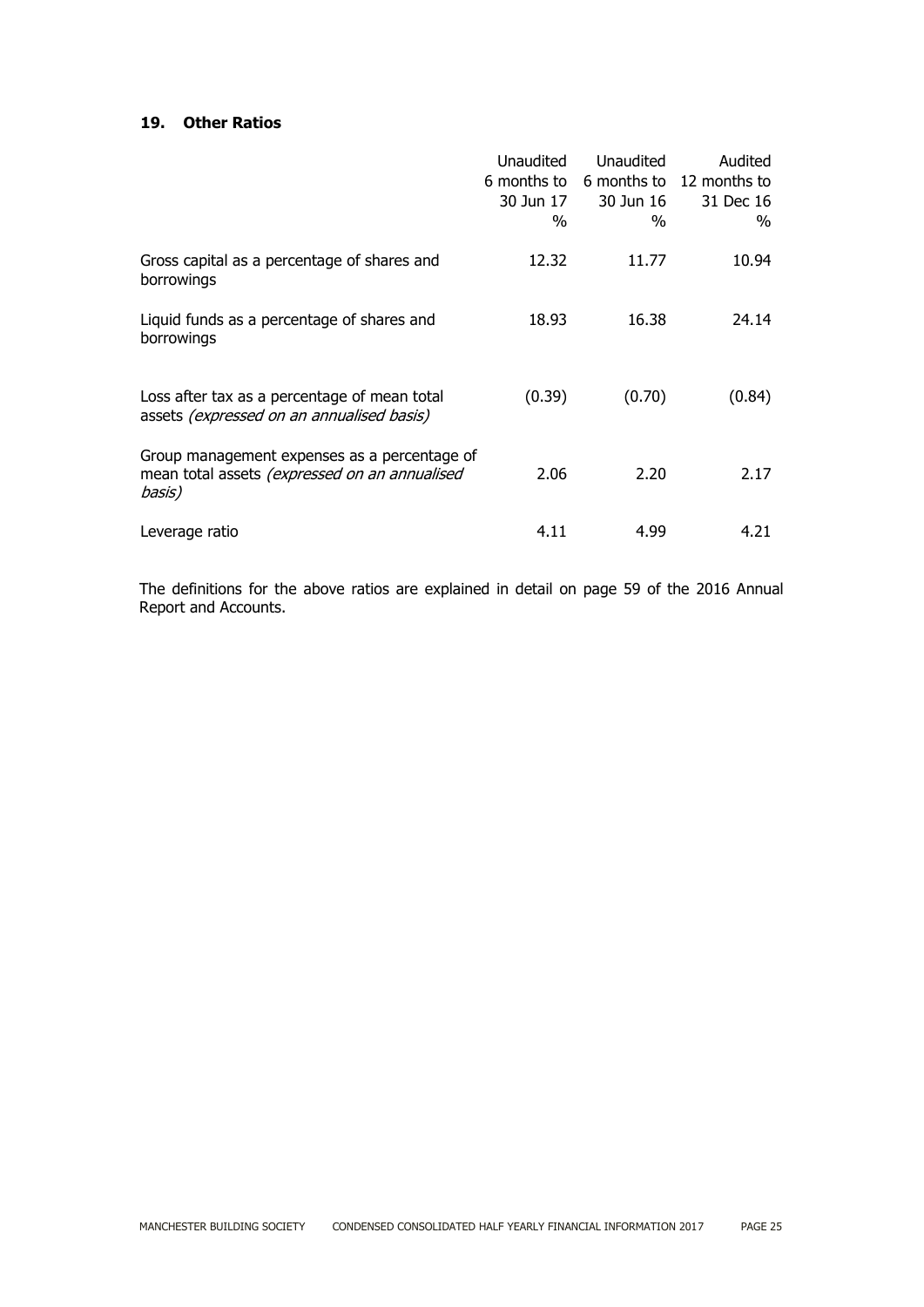## 19. Other Ratios

| | Unaudited 6 months to 30 Jun 17 % | Unaudited 6 months to 30 Jun 16 % | Audited 12 months to 31 Dec 16 % |
|---|---|---|---|
| Gross capital as a percentage of shares and borrowings | 12.32 | 11.77 | 10.94 |
| Liquid funds as a percentage of shares and borrowings | 18.93 | 16.38 | 24.14 |
| Loss after tax as a percentage of mean total assets *(expressed on an annualised basis)* | (0.39) | (0.70) | (0.84) |
| Group management expenses as a percentage of mean total assets *(expressed on an annualised basis)* | 2.06 | 2.20 | 2.17 |
| Leverage ratio | 4.11 | 4.99 | 4.21 |

The definitions for the above ratios are explained in detail on page 59 of the 2016 Annual Report and Accounts.